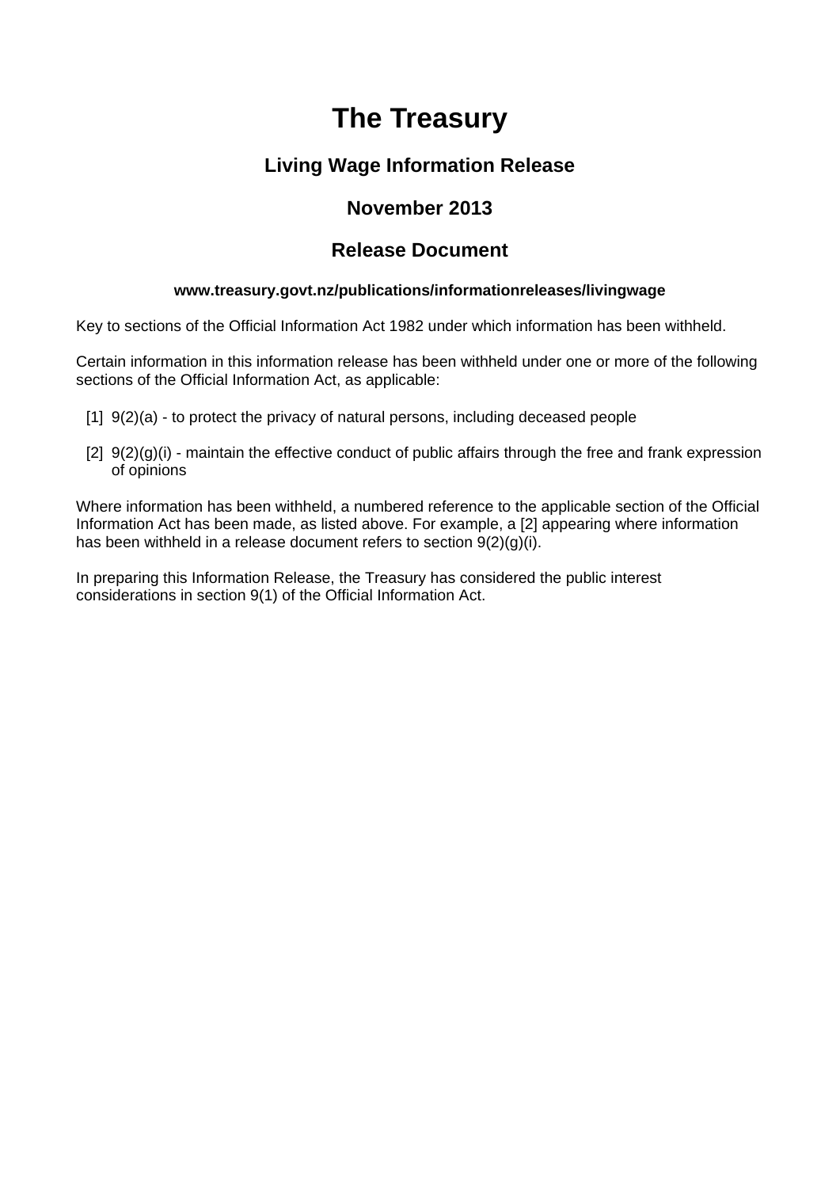# The Treasury

## Living Wage Information Release

## November 2013

## Release Document

**www.treasury.govt.nz/publications/informationreleases/livingwage**

Key to sections of the Official Information Act 1982 under which information has been withheld.

Certain information in this information release has been withheld under one or more of the following sections of the Official Information Act, as applicable:

[1] 9(2)(a) - to protect the privacy of natural persons, including deceased people

[2] 9(2)(g)(i) - maintain the effective conduct of public affairs through the free and frank expression of opinions

Where information has been withheld, a numbered reference to the applicable section of the Official Information Act has been made, as listed above. For example, a [2] appearing where information has been withheld in a release document refers to section 9(2)(g)(i).

In preparing this Information Release, the Treasury has considered the public interest considerations in section 9(1) of the Official Information Act.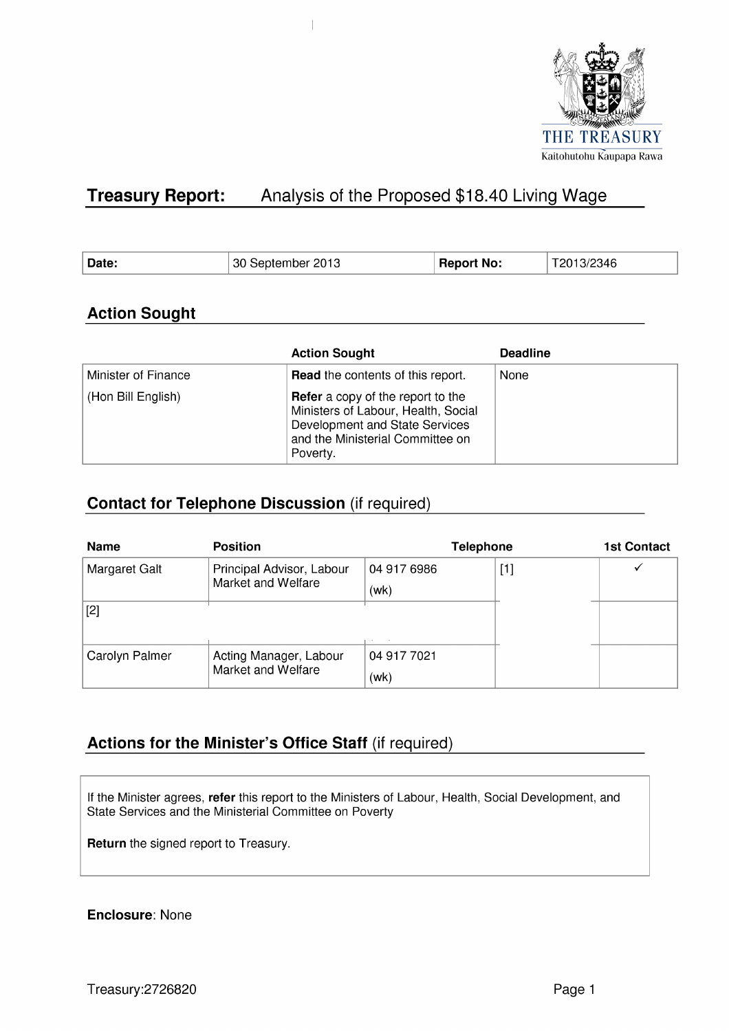THE TREASURY

Kaitohutohu Kaupapa Rawa

# Treasury Report: Analysis of the Proposed $18.40 Living Wage

| Date: | 30 September 2013 | Report No: | T2013/2346 |
|---|---|---|---|

## Action Sought

| | Action Sought | Deadline |
|---|---|---|
| Minister of Finance<br><br>(Hon Bill English) | **Read** the contents of this report.<br><br>**Refer** a copy of the report to the Ministers of Labour, Health, Social Development and State Services and the Ministerial Committee on Poverty. | None |

## Contact for Telephone Discussion (if required)

| Name | Position | Telephone | | 1st Contact |
|---|---|---|---|---|
| Margaret Galt | Principal Advisor, Labour Market and Welfare | 04 917 6986 (wk) | [1] | ✓ |
| [2] | | | | |
| Carolyn Palmer | Acting Manager, Labour Market and Welfare | 04 917 7021 (wk) | | |

## Actions for the Minister's Office Staff (if required)

If the Minister agrees, **refer** this report to the Ministers of Labour, Health, Social Development, and State Services and the Ministerial Committee on Poverty

**Return** the signed report to Treasury.

**Enclosure**: None

Treasury:2726820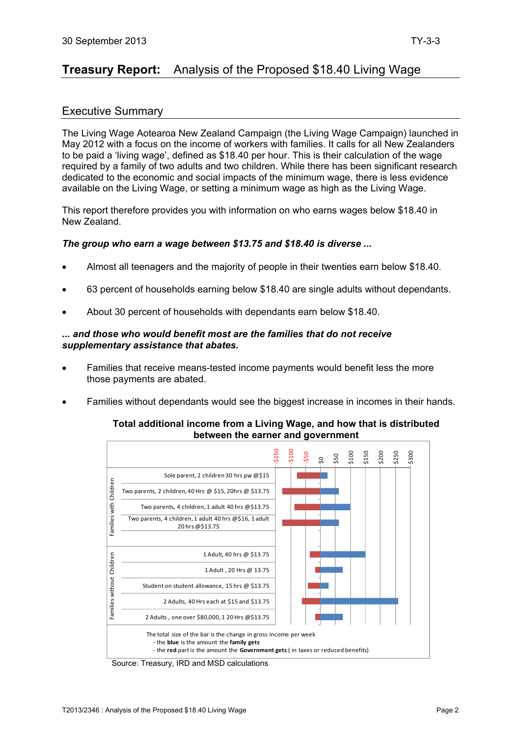# Treasury Report: Analysis of the Proposed $18.40 Living Wage

## Executive Summary

The Living Wage Aotearoa New Zealand Campaign (the Living Wage Campaign) launched in May 2012 with a focus on the income of workers with families. It calls for all New Zealanders to be paid a 'living wage', defined as $18.40 per hour. This is their calculation of the wage required by a family of two adults and two children. While there has been significant research dedicated to the economic and social impacts of the minimum wage, there is less evidence available on the Living Wage, or setting a minimum wage as high as the Living Wage.

This report therefore provides you with information on who earns wages below $18.40 in New Zealand.

***The group who earn a wage between $13.75 and $18.40 is diverse ...***

- Almost all teenagers and the majority of people in their twenties earn below $18.40.
- 63 percent of households earning below $18.40 are single adults without dependants.
- About 30 percent of households with dependants earn below $18.40.

***... and those who would benefit most are the families that do not receive supplementary assistance that abates.***

- Families that receive means-tested income payments would benefit less the more those payments are abated.
- Families without dependants would see the biggest increase in incomes in their hands.

**Total additional income from a Living Wage, and how that is distributed between the earner and government**

| | Household | Axis: -$150, -$100, -$50, $0, $50, $100, $150, $200, $250, $300 |
|---|---|---|
| Families with Children | Sole parent, 2 children 30 hrs pw @$15 | |
| | Two parents, 2 children, 40 Hrs @ $15, 20hrs @ $13.75 | |
| | Two parents, 4 children, 1 adult 40 hrs @$13.75 | |
| | Two parents, 4 children, 1 adult 40 hrs @$16, 1 adult 20 hrs @$13.75 | |
| Families without Children | 1 Adult, 40 hrs @ $13.75 | |
| | 1 Adult , 20 Hrs @ 13.75 | |
| | Student on student allowance, 15 hrs @ $13.75 | |
| | 2 Adults, 40 Hrs each at $15 and $13.75 | |
| | 2 Adults , one over $80,000, 1 20 Hrs @$13.75 | |

The total size of the bar is the change in gross income per week
- the **blue** is the amount the **family gets**
- the **red** part is the amount the **Government gets** ( in taxes or reduced benefits)

Source: Treasury, IRD and MSD calculations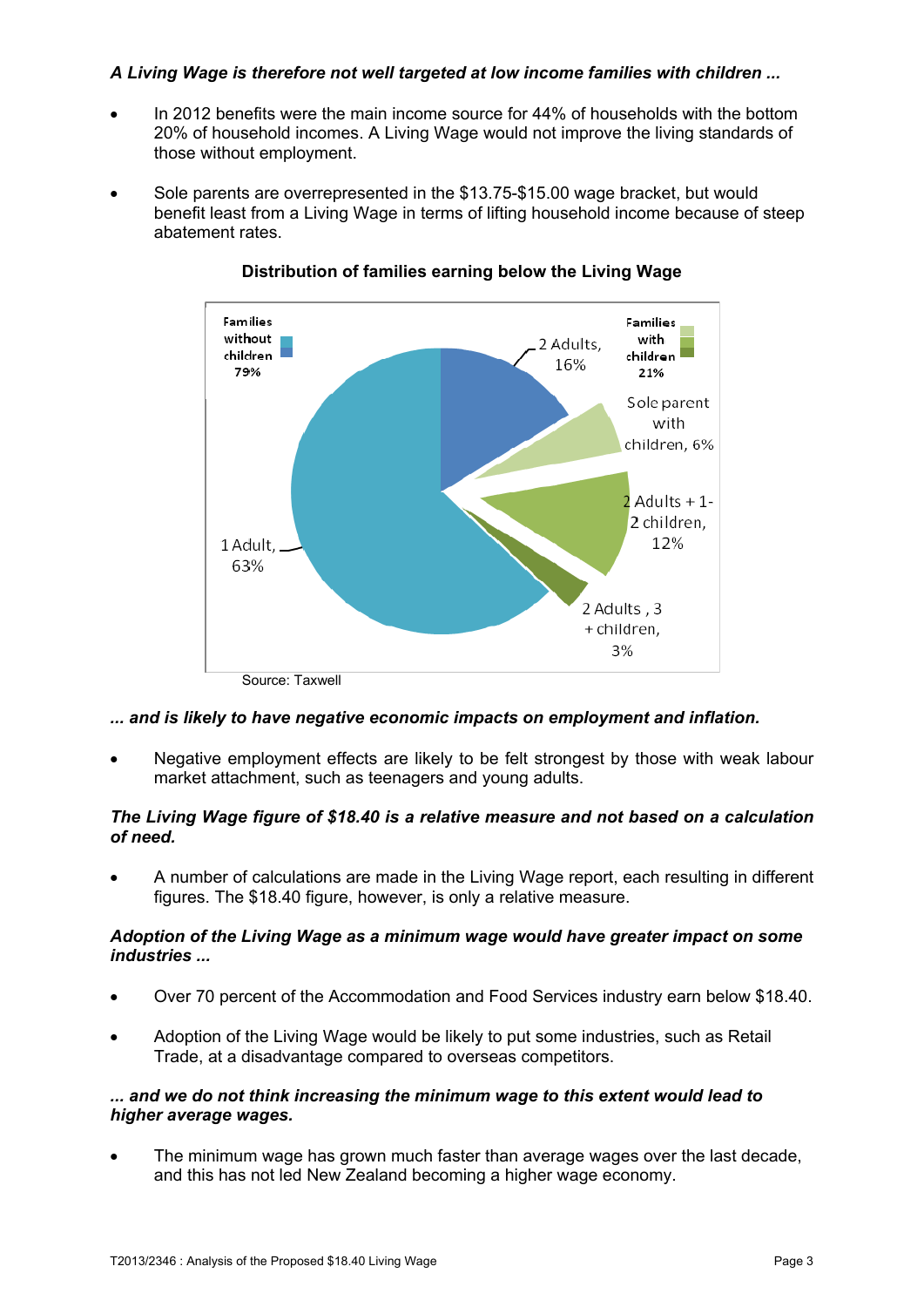*A Living Wage is therefore not well targeted at low income families with children ...*

- In 2012 benefits were the main income source for 44% of households with the bottom 20% of household incomes. A Living Wage would not improve the living standards of those without employment.
- Sole parents are overrepresented in the $13.75-$15.00 wage bracket, but would benefit least from a Living Wage in terms of lifting household income because of steep abatement rates.

**Distribution of families earning below the Living Wage**

Families without children 79%

Families with children 21%

2 Adults, 16%

Sole parent with children, 6%

2 Adults + 1-2 children, 12%

2 Adults , 3 + children, 3%

1 Adult, 63%

Source: Taxwell

*... and is likely to have negative economic impacts on employment and inflation.*

- Negative employment effects are likely to be felt strongest by those with weak labour market attachment, such as teenagers and young adults.

*The Living Wage figure of $18.40 is a relative measure and not based on a calculation of need.*

- A number of calculations are made in the Living Wage report, each resulting in different figures. The $18.40 figure, however, is only a relative measure.

*Adoption of the Living Wage as a minimum wage would have greater impact on some industries ...*

- Over 70 percent of the Accommodation and Food Services industry earn below $18.40.
- Adoption of the Living Wage would be likely to put some industries, such as Retail Trade, at a disadvantage compared to overseas competitors.

*... and we do not think increasing the minimum wage to this extent would lead to higher average wages.*

- The minimum wage has grown much faster than average wages over the last decade, and this has not led New Zealand becoming a higher wage economy.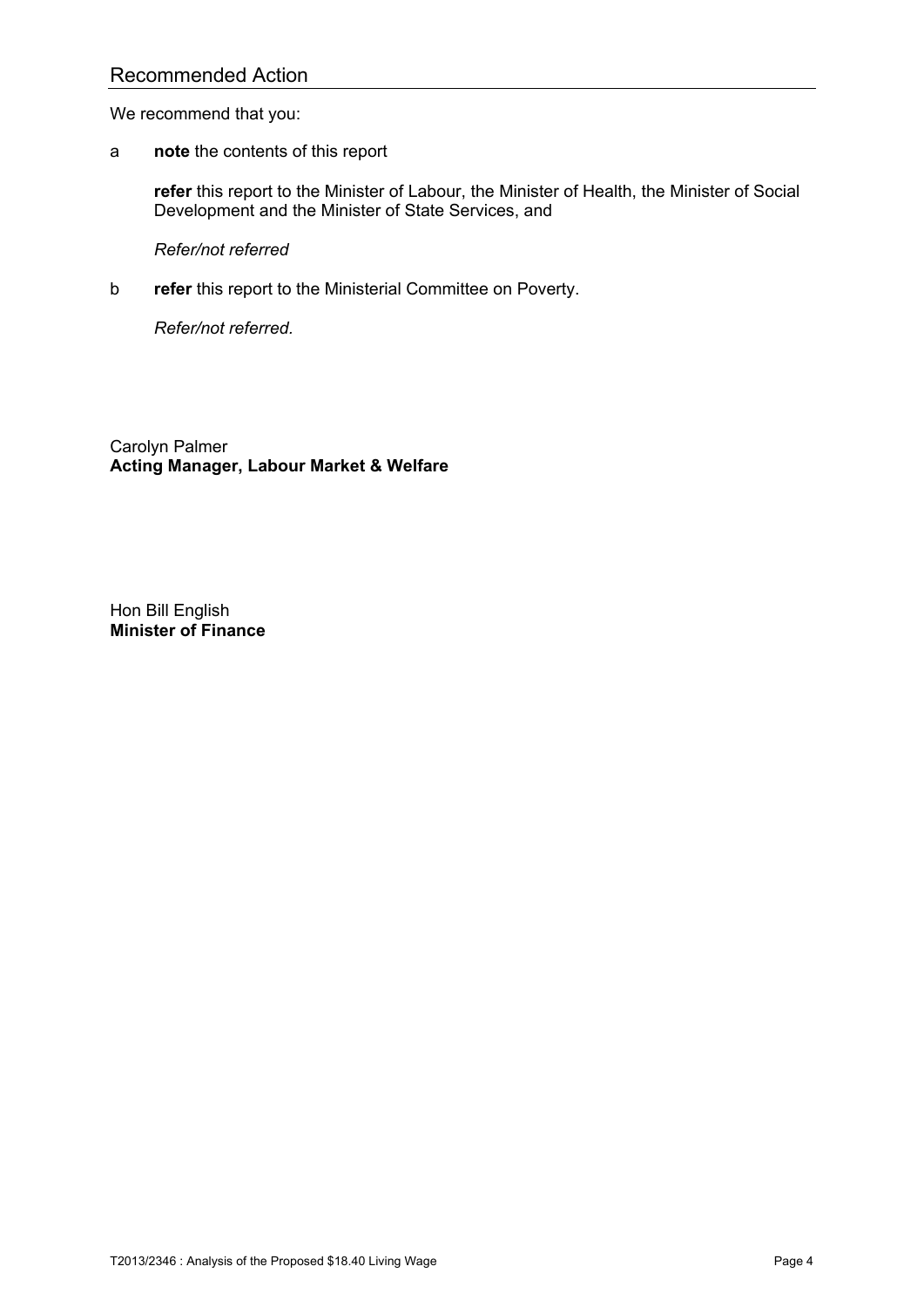## Recommended Action

We recommend that you:

a **note** the contents of this report

**refer** this report to the Minister of Labour, the Minister of Health, the Minister of Social Development and the Minister of State Services, and

*Refer/not referred*

b **refer** this report to the Ministerial Committee on Poverty.

*Refer/not referred.*

Carolyn Palmer
**Acting Manager, Labour Market & Welfare**

Hon Bill English
**Minister of Finance**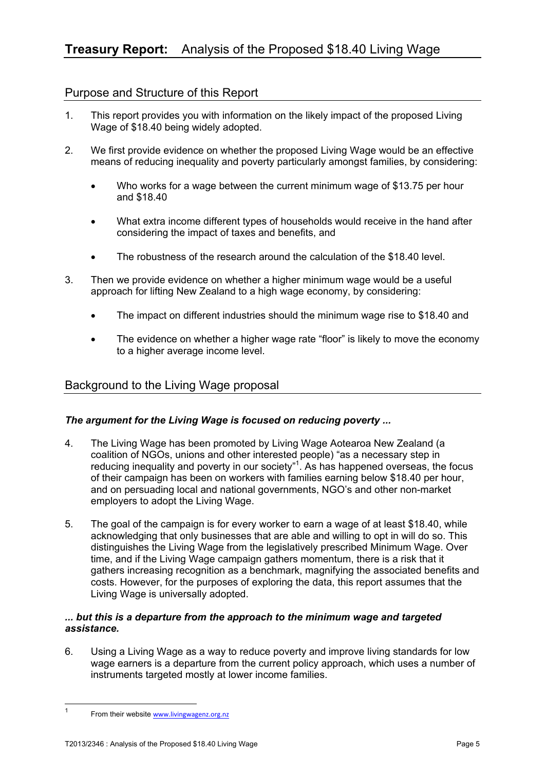# **Treasury Report:** Analysis of the Proposed $18.40 Living Wage

## Purpose and Structure of this Report

1. This report provides you with information on the likely impact of the proposed Living Wage of $18.40 being widely adopted.

2. We first provide evidence on whether the proposed Living Wage would be an effective means of reducing inequality and poverty particularly amongst families, by considering:

   - Who works for a wage between the current minimum wage of $13.75 per hour and $18.40
   - What extra income different types of households would receive in the hand after considering the impact of taxes and benefits, and
   - The robustness of the research around the calculation of the $18.40 level.

3. Then we provide evidence on whether a higher minimum wage would be a useful approach for lifting New Zealand to a high wage economy, by considering:

   - The impact on different industries should the minimum wage rise to $18.40 and
   - The evidence on whether a higher wage rate "floor" is likely to move the economy to a higher average income level.

## Background to the Living Wage proposal

### *The argument for the Living Wage is focused on reducing poverty ...*

4. The Living Wage has been promoted by Living Wage Aotearoa New Zealand (a coalition of NGOs, unions and other interested people) "as a necessary step in reducing inequality and poverty in our society"[1]. As has happened overseas, the focus of their campaign has been on workers with families earning below $18.40 per hour, and on persuading local and national governments, NGO's and other non-market employers to adopt the Living Wage.

5. The goal of the campaign is for every worker to earn a wage of at least $18.40, while acknowledging that only businesses that are able and willing to opt in will do so. This distinguishes the Living Wage from the legislatively prescribed Minimum Wage. Over time, and if the Living Wage campaign gathers momentum, there is a risk that it gathers increasing recognition as a benchmark, magnifying the associated benefits and costs. However, for the purposes of exploring the data, this report assumes that the Living Wage is universally adopted.

### *... but this is a departure from the approach to the minimum wage and targeted assistance.*

6. Using a Living Wage as a way to reduce poverty and improve living standards for low wage earners is a departure from the current policy approach, which uses a number of instruments targeted mostly at lower income families.

---

[1] From their website www.livingwagenz.org.nz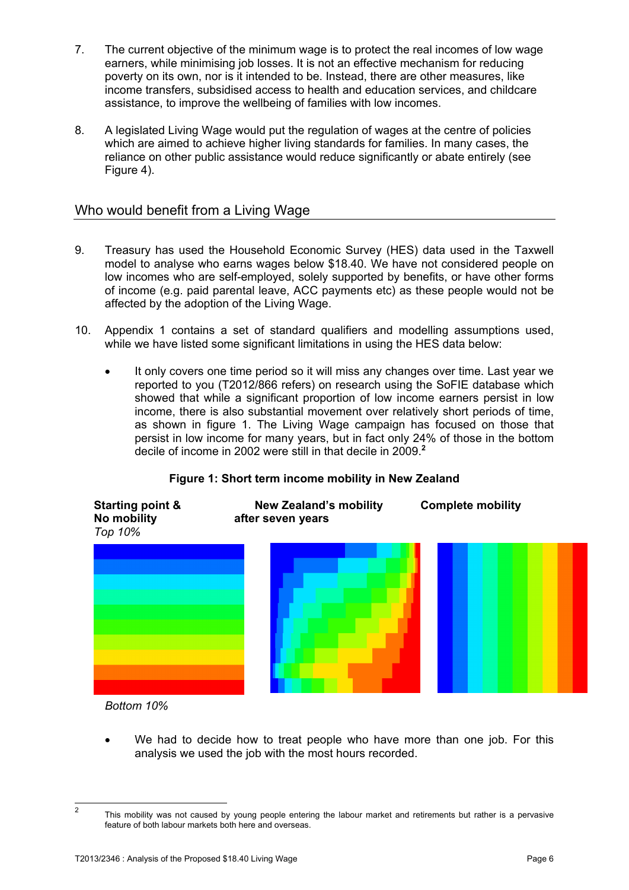7. The current objective of the minimum wage is to protect the real incomes of low wage earners, while minimising job losses. It is not an effective mechanism for reducing poverty on its own, nor is it intended to be. Instead, there are other measures, like income transfers, subsidised access to health and education services, and childcare assistance, to improve the wellbeing of families with low incomes.

8. A legislated Living Wage would put the regulation of wages at the centre of policies which are aimed to achieve higher living standards for families. In many cases, the reliance on other public assistance would reduce significantly or abate entirely (see Figure 4).

## Who would benefit from a Living Wage

9. Treasury has used the Household Economic Survey (HES) data used in the Taxwell model to analyse who earns wages below $18.40. We have not considered people on low incomes who are self-employed, solely supported by benefits, or have other forms of income (e.g. paid parental leave, ACC payments etc) as these people would not be affected by the adoption of the Living Wage.

10. Appendix 1 contains a set of standard qualifiers and modelling assumptions used, while we have listed some significant limitations in using the HES data below:

    - It only covers one time period so it will miss any changes over time. Last year we reported to you (T2012/866 refers) on research using the SoFIE database which showed that while a significant proportion of low income earners persist in low income, there is also substantial movement over relatively short periods of time, as shown in figure 1. The Living Wage campaign has focused on those that persist in low income for many years, but in fact only 24% of those in the bottom decile of income in 2002 were still in that decile in 2009.[2]

**Figure 1: Short term income mobility in New Zealand**

**Starting point & No mobility** | **New Zealand's mobility after seven years** | **Complete mobility**

*Top 10%*

*Bottom 10%*

- We had to decide how to treat people who have more than one job. For this analysis we used the job with the most hours recorded.

---

[2] This mobility was not caused by young people entering the labour market and retirements but rather is a pervasive feature of both labour markets both here and overseas.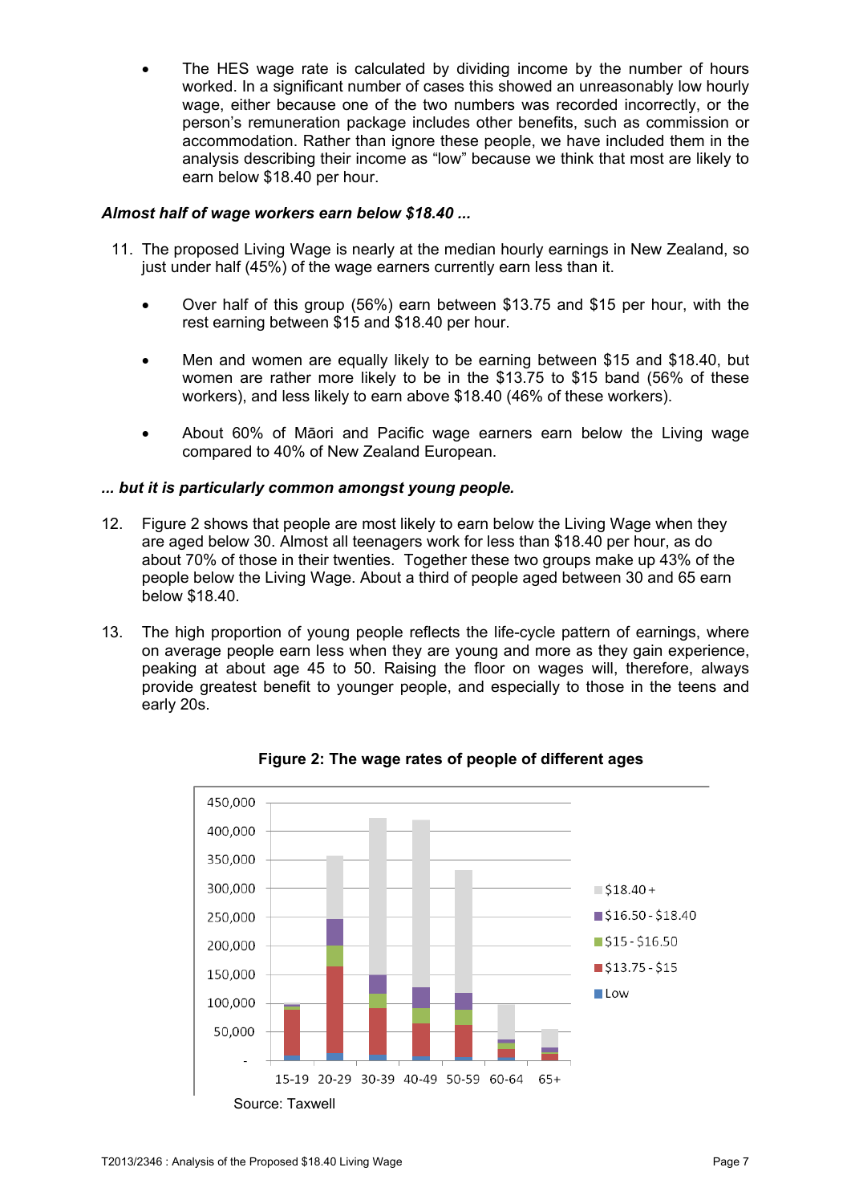- The HES wage rate is calculated by dividing income by the number of hours worked. In a significant number of cases this showed an unreasonably low hourly wage, either because one of the two numbers was recorded incorrectly, or the person's remuneration package includes other benefits, such as commission or accommodation. Rather than ignore these people, we have included them in the analysis describing their income as "low" because we think that most are likely to earn below $18.40 per hour.

***Almost half of wage workers earn below $18.40 ...***

11. The proposed Living Wage is nearly at the median hourly earnings in New Zealand, so just under half (45%) of the wage earners currently earn less than it.

    - Over half of this group (56%) earn between $13.75 and $15 per hour, with the rest earning between $15 and $18.40 per hour.
    - Men and women are equally likely to be earning between $15 and $18.40, but women are rather more likely to be in the $13.75 to $15 band (56% of these workers), and less likely to earn above $18.40 (46% of these workers).
    - About 60% of Māori and Pacific wage earners earn below the Living wage compared to 40% of New Zealand European.

***... but it is particularly common amongst young people.***

12. Figure 2 shows that people are most likely to earn below the Living Wage when they are aged below 30. Almost all teenagers work for less than $18.40 per hour, as do about 70% of those in their twenties. Together these two groups make up 43% of the people below the Living Wage. About a third of people aged between 30 and 65 earn below $18.40.

13. The high proportion of young people reflects the life-cycle pattern of earnings, where on average people earn less when they are young and more as they gain experience, peaking at about age 45 to 50. Raising the floor on wages will, therefore, always provide greatest benefit to younger people, and especially to those in the teens and early 20s.

**Figure 2: The wage rates of people of different ages**

Source: Taxwell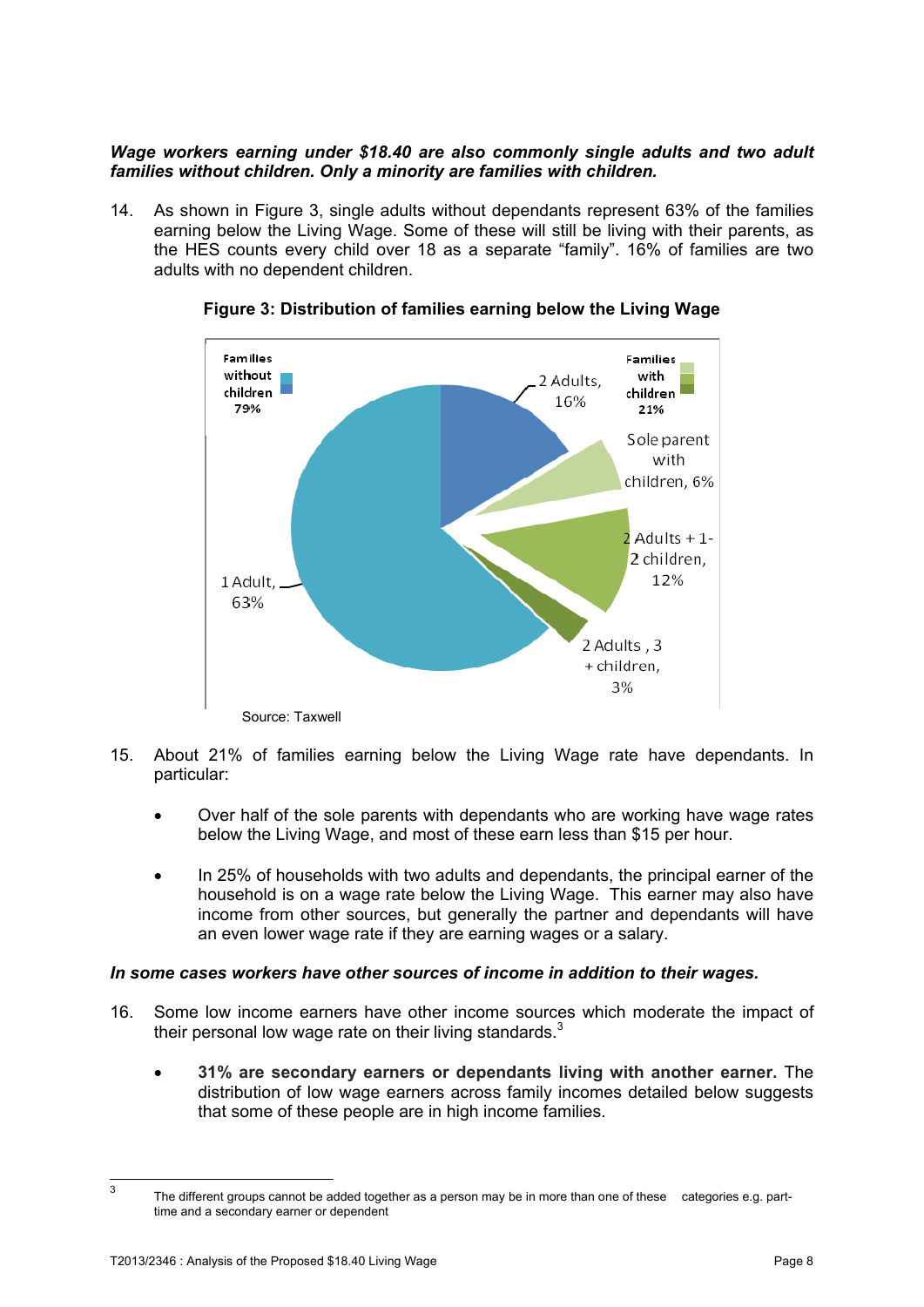***Wage workers earning under $18.40 are also commonly single adults and two adult families without children. Only a minority are families with children.***

14. As shown in Figure 3, single adults without dependants represent 63% of the families earning below the Living Wage. Some of these will still be living with their parents, as the HES counts every child over 18 as a separate "family". 16% of families are two adults with no dependent children.

**Figure 3: Distribution of families earning below the Living Wage**

| Category | Share |
|---|---|
| **Families without children** | **79%** |
| 1 Adult | 63% |
| 2 Adults | 16% |
| **Families with children** | **21%** |
| Sole parent with children | 6% |
| 2 Adults + 1-2 children | 12% |
| 2 Adults, 3 + children | 3% |

Source: Taxwell

15. About 21% of families earning below the Living Wage rate have dependants. In particular:

   - Over half of the sole parents with dependants who are working have wage rates below the Living Wage, and most of these earn less than $15 per hour.

   - In 25% of households with two adults and dependants, the principal earner of the household is on a wage rate below the Living Wage. This earner may also have income from other sources, but generally the partner and dependants will have an even lower wage rate if they are earning wages or a salary.

***In some cases workers have other sources of income in addition to their wages.***

16. Some low income earners have other income sources which moderate the impact of their personal low wage rate on their living standards.[3]

   - **31% are secondary earners or dependants living with another earner.** The distribution of low wage earners across family incomes detailed below suggests that some of these people are in high income families.

[3] The different groups cannot be added together as a person may be in more than one of these categories e.g. part-time and a secondary earner or dependent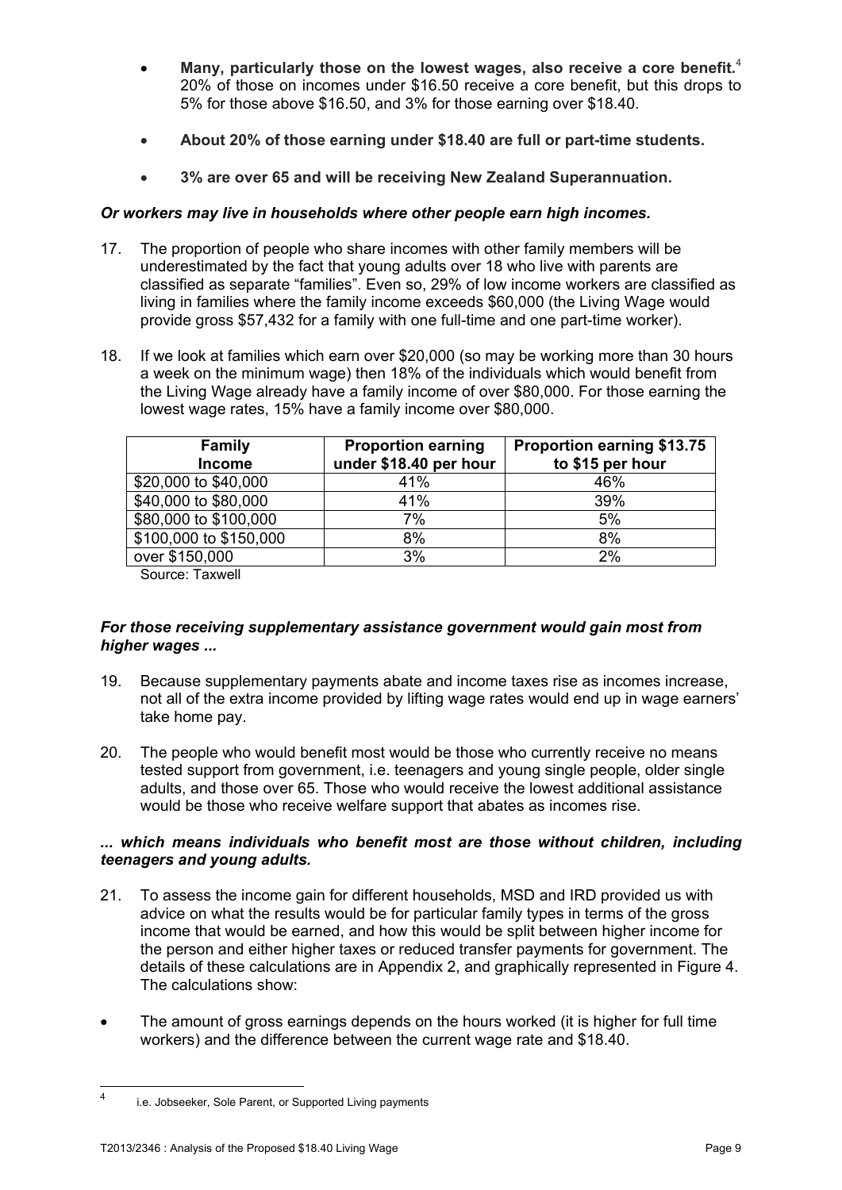- **Many, particularly those on the lowest wages, also receive a core benefit.**[4] 20% of those on incomes under $16.50 receive a core benefit, but this drops to 5% for those above $16.50, and 3% for those earning over $18.40.
- **About 20% of those earning under $18.40 are full or part-time students.**
- **3% are over 65 and will be receiving New Zealand Superannuation.**

***Or workers may live in households where other people earn high incomes.***

17. The proportion of people who share incomes with other family members will be underestimated by the fact that young adults over 18 who live with parents are classified as separate "families". Even so, 29% of low income workers are classified as living in families where the family income exceeds $60,000 (the Living Wage would provide gross $57,432 for a family with one full-time and one part-time worker).

18. If we look at families which earn over $20,000 (so may be working more than 30 hours a week on the minimum wage) then 18% of the individuals which would benefit from the Living Wage already have a family income of over $80,000. For those earning the lowest wage rates, 15% have a family income over $80,000.

| Family Income | Proportion earning under $18.40 per hour | Proportion earning $13.75 to $15 per hour |
|---|---|---|
| $20,000 to $40,000 | 41% | 46% |
| $40,000 to $80,000 | 41% | 39% |
| $80,000 to $100,000 | 7% | 5% |
| $100,000 to $150,000 | 8% | 8% |
| over $150,000 | 3% | 2% |

Source: Taxwell

***For those receiving supplementary assistance government would gain most from higher wages ...***

19. Because supplementary payments abate and income taxes rise as incomes increase, not all of the extra income provided by lifting wage rates would end up in wage earners' take home pay.

20. The people who would benefit most would be those who currently receive no means tested support from government, i.e. teenagers and young single people, older single adults, and those over 65. Those who would receive the lowest additional assistance would be those who receive welfare support that abates as incomes rise.

***... which means individuals who benefit most are those without children, including teenagers and young adults.***

21. To assess the income gain for different households, MSD and IRD provided us with advice on what the results would be for particular family types in terms of the gross income that would be earned, and how this would be split between higher income for the person and either higher taxes or reduced transfer payments for government. The details of these calculations are in Appendix 2, and graphically represented in Figure 4. The calculations show:

- The amount of gross earnings depends on the hours worked (it is higher for full time workers) and the difference between the current wage rate and $18.40.

[4] i.e. Jobseeker, Sole Parent, or Supported Living payments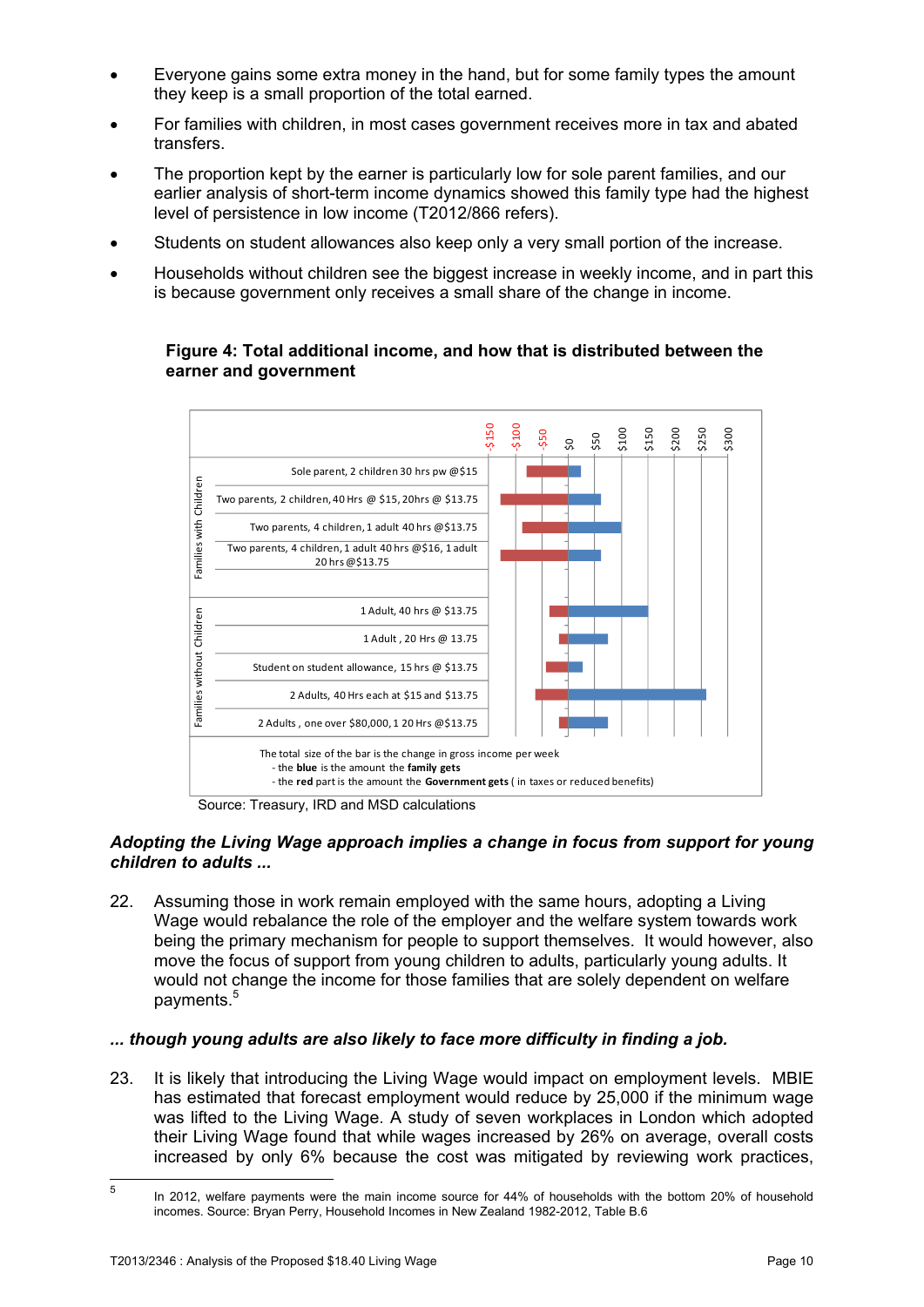- Everyone gains some extra money in the hand, but for some family types the amount they keep is a small proportion of the total earned.
- For families with children, in most cases government receives more in tax and abated transfers.
- The proportion kept by the earner is particularly low for sole parent families, and our earlier analysis of short-term income dynamics showed this family type had the highest level of persistence in low income (T2012/866 refers).
- Students on student allowances also keep only a very small portion of the increase.
- Households without children see the biggest increase in weekly income, and in part this is because government only receives a small share of the change in income.

**Figure 4: Total additional income, and how that is distributed between the earner and government**

| Group | Household type |
|---|---|
| Families with Children | Sole parent, 2 children 30 hrs pw @$15 |
| | Two parents, 2 children, 40 Hrs @ $15, 20hrs @ $13.75 |
| | Two parents, 4 children, 1 adult 40 hrs @$13.75 |
| | Two parents, 4 children, 1 adult 40 hrs @$16, 1 adult 20 hrs @$13.75 |
| Families without Children | 1 Adult, 40 hrs @ $13.75 |
| | 1 Adult , 20 Hrs @ 13.75 |
| | Student on student allowance, 15 hrs @ $13.75 |
| | 2 Adults, 40 Hrs each at $15 and $13.75 |
| | 2 Adults , one over $80,000, 1 20 Hrs @$13.75 |

Axis: -$150, -$100, -$50, $0, $50, $100, $150, $200, $250, $300

The total size of the bar is the change in gross income per week
- the **blue** is the amount the **family gets**
- the **red** part is the amount the **Government gets** ( in taxes or reduced benefits)

Source: Treasury, IRD and MSD calculations

### *Adopting the Living Wage approach implies a change in focus from support for young children to adults ...*

22. Assuming those in work remain employed with the same hours, adopting a Living Wage would rebalance the role of the employer and the welfare system towards work being the primary mechanism for people to support themselves. It would however, also move the focus of support from young children to adults, particularly young adults. It would not change the income for those families that are solely dependent on welfare payments.[5]

### *... though young adults are also likely to face more difficulty in finding a job.*

23. It is likely that introducing the Living Wage would impact on employment levels. MBIE has estimated that forecast employment would reduce by 25,000 if the minimum wage was lifted to the Living Wage. A study of seven workplaces in London which adopted their Living Wage found that while wages increased by 26% on average, overall costs increased by only 6% because the cost was mitigated by reviewing work practices,

[5] In 2012, welfare payments were the main income source for 44% of households with the bottom 20% of household incomes. Source: Bryan Perry, Household Incomes in New Zealand 1982-2012, Table B.6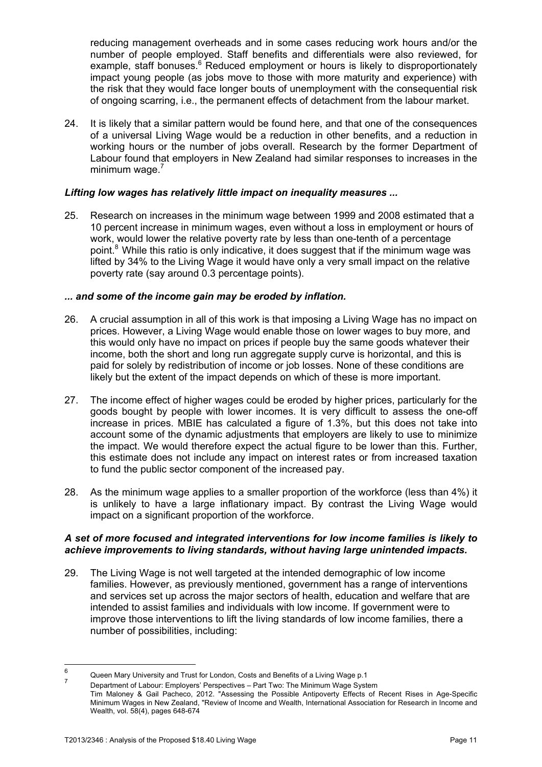reducing management overheads and in some cases reducing work hours and/or the number of people employed. Staff benefits and differentials were also reviewed, for example, staff bonuses.[6] Reduced employment or hours is likely to disproportionately impact young people (as jobs move to those with more maturity and experience) with the risk that they would face longer bouts of unemployment with the consequential risk of ongoing scarring, i.e., the permanent effects of detachment from the labour market.

24. It is likely that a similar pattern would be found here, and that one of the consequences of a universal Living Wage would be a reduction in other benefits, and a reduction in working hours or the number of jobs overall. Research by the former Department of Labour found that employers in New Zealand had similar responses to increases in the minimum wage.[7]

***Lifting low wages has relatively little impact on inequality measures ...***

25. Research on increases in the minimum wage between 1999 and 2008 estimated that a 10 percent increase in minimum wages, even without a loss in employment or hours of work, would lower the relative poverty rate by less than one-tenth of a percentage point.[8] While this ratio is only indicative, it does suggest that if the minimum wage was lifted by 34% to the Living Wage it would have only a very small impact on the relative poverty rate (say around 0.3 percentage points).

***... and some of the income gain may be eroded by inflation.***

26. A crucial assumption in all of this work is that imposing a Living Wage has no impact on prices. However, a Living Wage would enable those on lower wages to buy more, and this would only have no impact on prices if people buy the same goods whatever their income, both the short and long run aggregate supply curve is horizontal, and this is paid for solely by redistribution of income or job losses. None of these conditions are likely but the extent of the impact depends on which of these is more important.

27. The income effect of higher wages could be eroded by higher prices, particularly for the goods bought by people with lower incomes. It is very difficult to assess the one-off increase in prices. MBIE has calculated a figure of 1.3%, but this does not take into account some of the dynamic adjustments that employers are likely to use to minimize the impact. We would therefore expect the actual figure to be lower than this. Further, this estimate does not include any impact on interest rates or from increased taxation to fund the public sector component of the increased pay.

28. As the minimum wage applies to a smaller proportion of the workforce (less than 4%) it is unlikely to have a large inflationary impact. By contrast the Living Wage would impact on a significant proportion of the workforce.

***A set of more focused and integrated interventions for low income families is likely to achieve improvements to living standards, without having large unintended impacts.***

29. The Living Wage is not well targeted at the intended demographic of low income families. However, as previously mentioned, government has a range of interventions and services set up across the major sectors of health, education and welfare that are intended to assist families and individuals with low income. If government were to improve those interventions to lift the living standards of low income families, there a number of possibilities, including:

---

[6] Queen Mary University and Trust for London, Costs and Benefits of a Living Wage p.1

[7] Department of Labour: Employers' Perspectives – Part Two: The Minimum Wage System

Tim Maloney & Gail Pacheco, 2012. "Assessing the Possible Antipoverty Effects of Recent Rises in Age-Specific Minimum Wages in New Zealand, "Review of Income and Wealth, International Association for Research in Income and Wealth, vol. 58(4), pages 648-674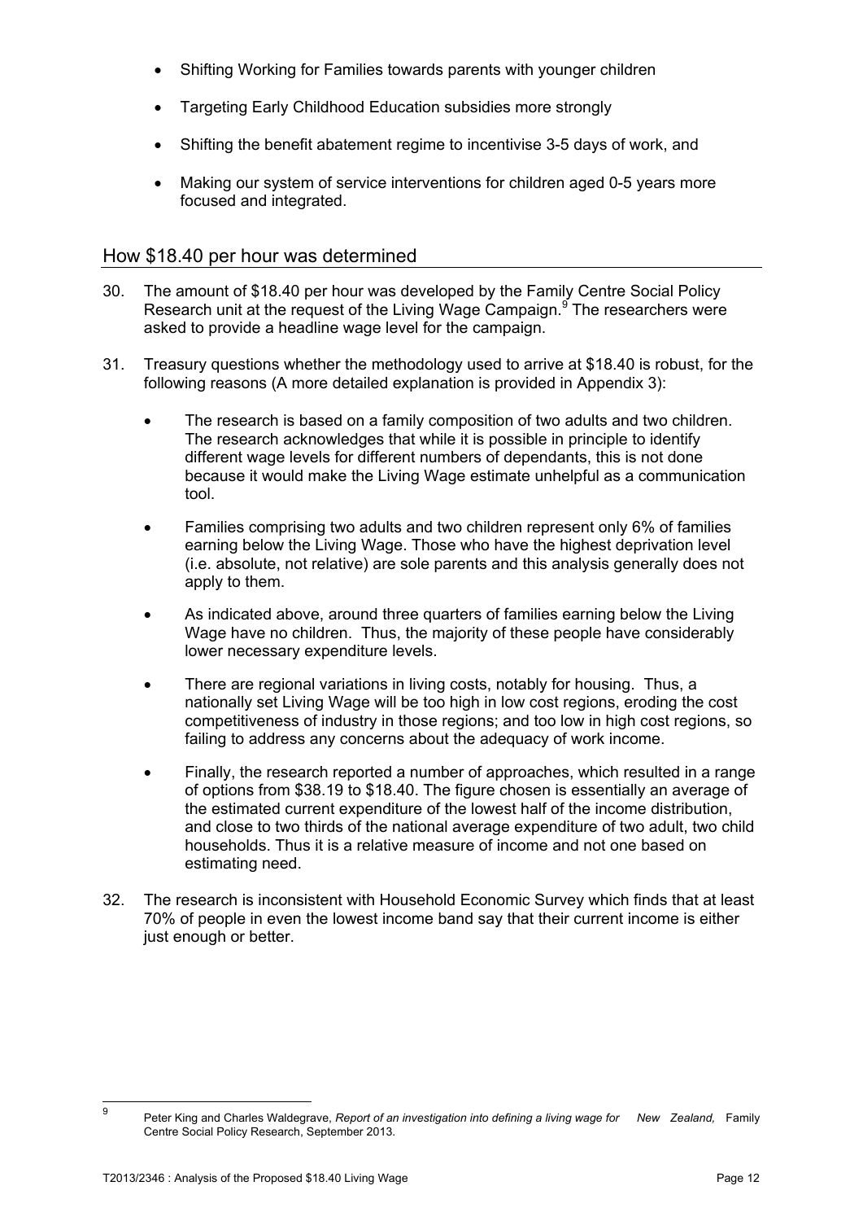- Shifting Working for Families towards parents with younger children
- Targeting Early Childhood Education subsidies more strongly
- Shifting the benefit abatement regime to incentivise 3-5 days of work, and
- Making our system of service interventions for children aged 0-5 years more focused and integrated.

## How $18.40 per hour was determined

30. The amount of $18.40 per hour was developed by the Family Centre Social Policy Research unit at the request of the Living Wage Campaign.[9] The researchers were asked to provide a headline wage level for the campaign.

31. Treasury questions whether the methodology used to arrive at $18.40 is robust, for the following reasons (A more detailed explanation is provided in Appendix 3):

    - The research is based on a family composition of two adults and two children. The research acknowledges that while it is possible in principle to identify different wage levels for different numbers of dependants, this is not done because it would make the Living Wage estimate unhelpful as a communication tool.
    - Families comprising two adults and two children represent only 6% of families earning below the Living Wage. Those who have the highest deprivation level (i.e. absolute, not relative) are sole parents and this analysis generally does not apply to them.
    - As indicated above, around three quarters of families earning below the Living Wage have no children. Thus, the majority of these people have considerably lower necessary expenditure levels.
    - There are regional variations in living costs, notably for housing. Thus, a nationally set Living Wage will be too high in low cost regions, eroding the cost competitiveness of industry in those regions; and too low in high cost regions, so failing to address any concerns about the adequacy of work income.
    - Finally, the research reported a number of approaches, which resulted in a range of options from $38.19 to $18.40. The figure chosen is essentially an average of the estimated current expenditure of the lowest half of the income distribution, and close to two thirds of the national average expenditure of two adult, two child households. Thus it is a relative measure of income and not one based on estimating need.

32. The research is inconsistent with Household Economic Survey which finds that at least 70% of people in even the lowest income band say that their current income is either just enough or better.

[9] Peter King and Charles Waldegrave, *Report of an investigation into defining a living wage for New Zealand,* Family Centre Social Policy Research, September 2013.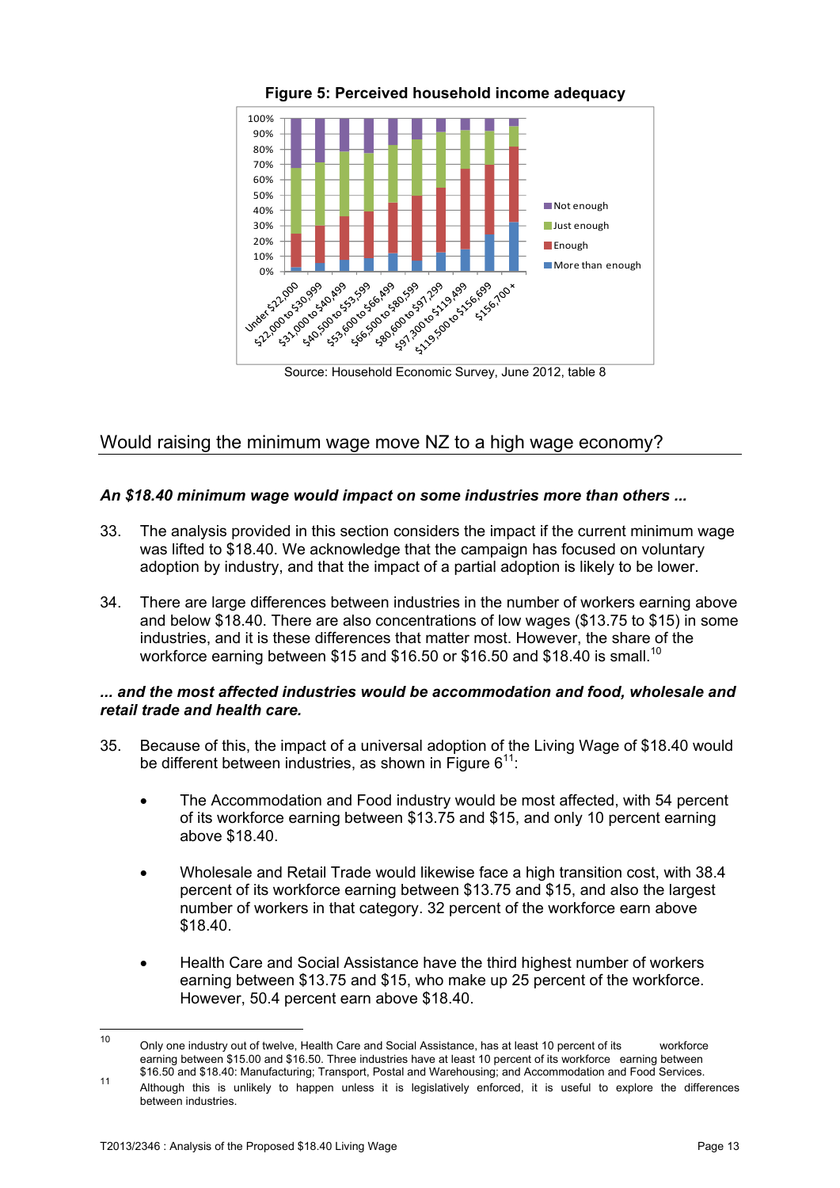**Figure 5: Perceived household income adequacy**

Source: Household Economic Survey, June 2012, table 8

## Would raising the minimum wage move NZ to a high wage economy?

***An $18.40 minimum wage would impact on some industries more than others ...***

33. The analysis provided in this section considers the impact if the current minimum wage was lifted to $18.40. We acknowledge that the campaign has focused on voluntary adoption by industry, and that the impact of a partial adoption is likely to be lower.

34. There are large differences between industries in the number of workers earning above and below $18.40. There are also concentrations of low wages ($13.75 to $15) in some industries, and it is these differences that matter most. However, the share of the workforce earning between $15 and $16.50 or $16.50 and $18.40 is small.[10]

***... and the most affected industries would be accommodation and food, wholesale and retail trade and health care.***

35. Because of this, the impact of a universal adoption of the Living Wage of $18.40 would be different between industries, as shown in Figure 6[11]:

- The Accommodation and Food industry would be most affected, with 54 percent of its workforce earning between $13.75 and $15, and only 10 percent earning above $18.40.

- Wholesale and Retail Trade would likewise face a high transition cost, with 38.4 percent of its workforce earning between $13.75 and $15, and also the largest number of workers in that category. 32 percent of the workforce earn above $18.40.

- Health Care and Social Assistance have the third highest number of workers earning between $13.75 and $15, who make up 25 percent of the workforce. However, 50.4 percent earn above $18.40.

---

[10] Only one industry out of twelve, Health Care and Social Assistance, has at least 10 percent of its workforce earning between $15.00 and $16.50. Three industries have at least 10 percent of its workforce earning between $16.50 and $18.40: Manufacturing; Transport, Postal and Warehousing; and Accommodation and Food Services.

[11] Although this is unlikely to happen unless it is legislatively enforced, it is useful to explore the differences between industries.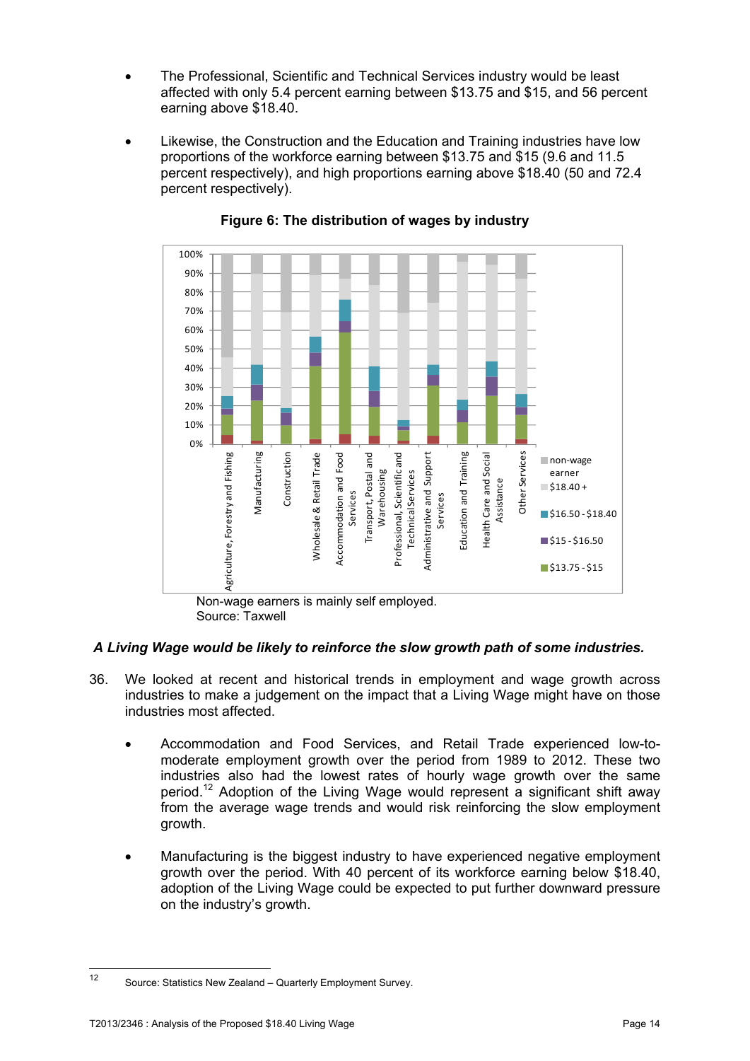- The Professional, Scientific and Technical Services industry would be least affected with only 5.4 percent earning between $13.75 and $15, and 56 percent earning above $18.40.
- Likewise, the Construction and the Education and Training industries have low proportions of the workforce earning between $13.75 and $15 (9.6 and 11.5 percent respectively), and high proportions earning above $18.40 (50 and 72.4 percent respectively).

**Figure 6: The distribution of wages by industry**

Non-wage earners is mainly self employed.
Source: Taxwell

***A Living Wage would be likely to reinforce the slow growth path of some industries.***

36. We looked at recent and historical trends in employment and wage growth across industries to make a judgement on the impact that a Living Wage might have on those industries most affected.

    - Accommodation and Food Services, and Retail Trade experienced low-to-moderate employment growth over the period from 1989 to 2012. These two industries also had the lowest rates of hourly wage growth over the same period.[12] Adoption of the Living Wage would represent a significant shift away from the average wage trends and would risk reinforcing the slow employment growth.
    - Manufacturing is the biggest industry to have experienced negative employment growth over the period. With 40 percent of its workforce earning below $18.40, adoption of the Living Wage could be expected to put further downward pressure on the industry's growth.

[12] Source: Statistics New Zealand – Quarterly Employment Survey.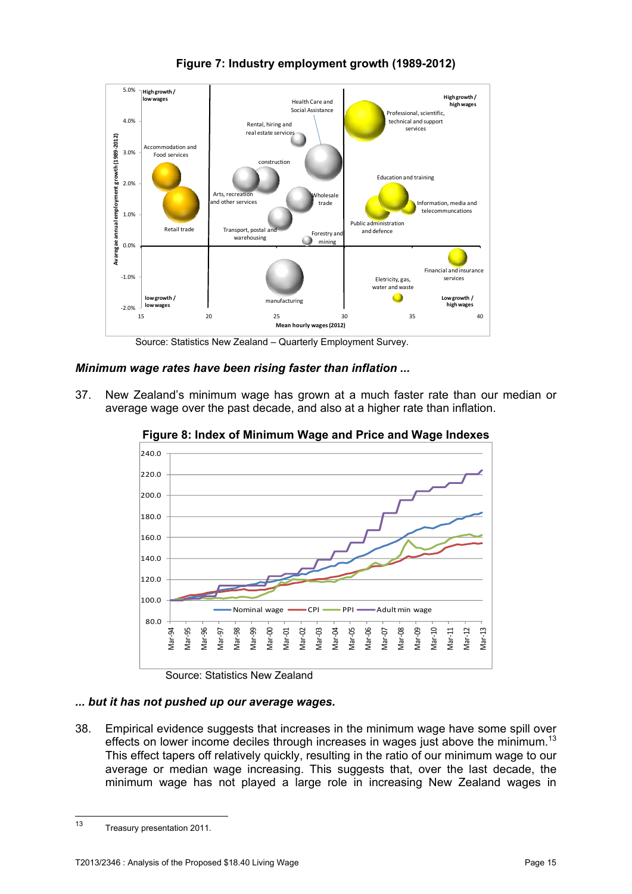**Figure 7: Industry employment growth (1989-2012)**

Source: Statistics New Zealand – Quarterly Employment Survey.

***Minimum wage rates have been rising faster than inflation ...***

37. New Zealand's minimum wage has grown at a much faster rate than our median or average wage over the past decade, and also at a higher rate than inflation.

**Figure 8: Index of Minimum Wage and Price and Wage Indexes**

Source: Statistics New Zealand

***... but it has not pushed up our average wages.***

38. Empirical evidence suggests that increases in the minimum wage have some spill over effects on lower income deciles through increases in wages just above the minimum.[13] This effect tapers off relatively quickly, resulting in the ratio of our minimum wage to our average or median wage increasing. This suggests that, over the last decade, the minimum wage has not played a large role in increasing New Zealand wages in

---

13 Treasury presentation 2011.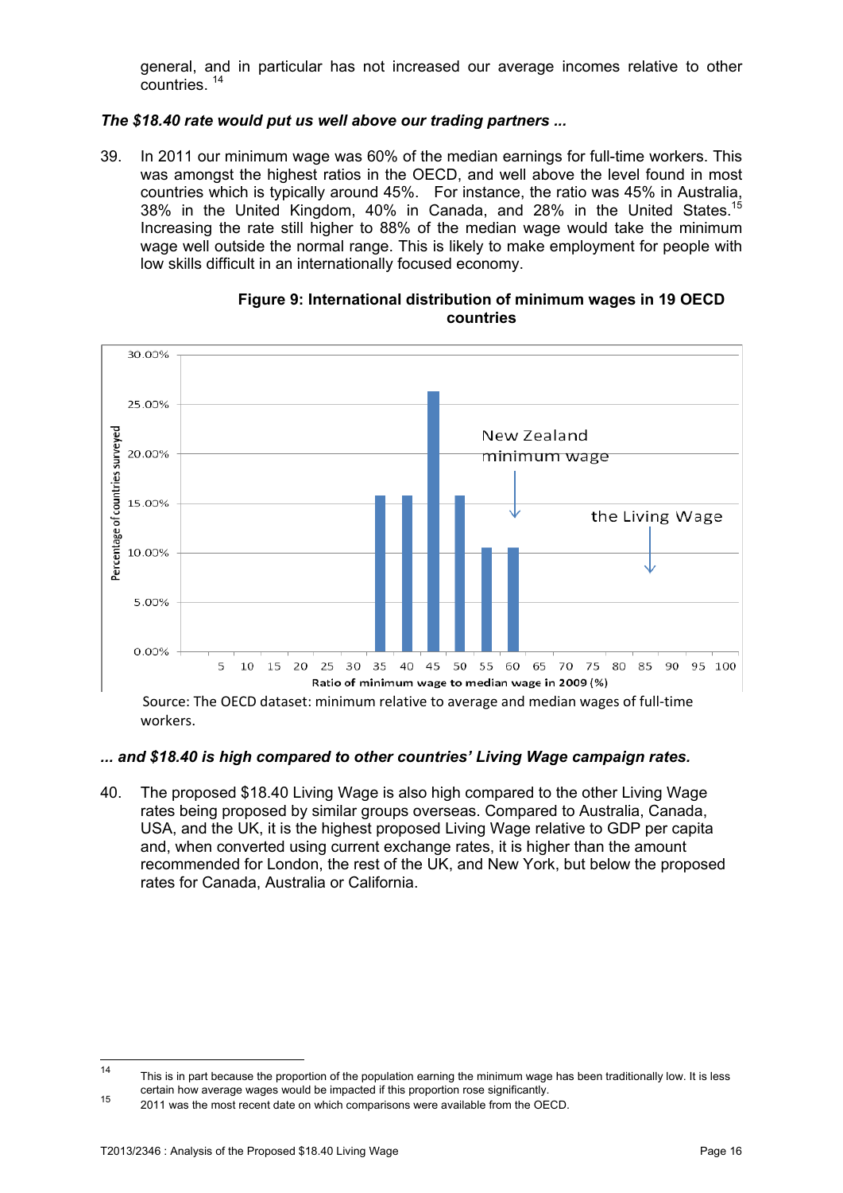general, and in particular has not increased our average incomes relative to other countries. [14]

***The $18.40 rate would put us well above our trading partners ...***

39. In 2011 our minimum wage was 60% of the median earnings for full-time workers. This was amongst the highest ratios in the OECD, and well above the level found in most countries which is typically around 45%. For instance, the ratio was 45% in Australia, 38% in the United Kingdom, 40% in Canada, and 28% in the United States.[15] Increasing the rate still higher to 88% of the median wage would take the minimum wage well outside the normal range. This is likely to make employment for people with low skills difficult in an internationally focused economy.

**Figure 9: International distribution of minimum wages in 19 OECD countries**

Source: The OECD dataset: minimum relative to average and median wages of full-time workers.

***... and $18.40 is high compared to other countries' Living Wage campaign rates.***

40. The proposed $18.40 Living Wage is also high compared to the other Living Wage rates being proposed by similar groups overseas. Compared to Australia, Canada, USA, and the UK, it is the highest proposed Living Wage relative to GDP per capita and, when converted using current exchange rates, it is higher than the amount recommended for London, the rest of the UK, and New York, but below the proposed rates for Canada, Australia or California.

---

[14] This is in part because the proportion of the population earning the minimum wage has been traditionally low. It is less certain how average wages would be impacted if this proportion rose significantly.

[15] 2011 was the most recent date on which comparisons were available from the OECD.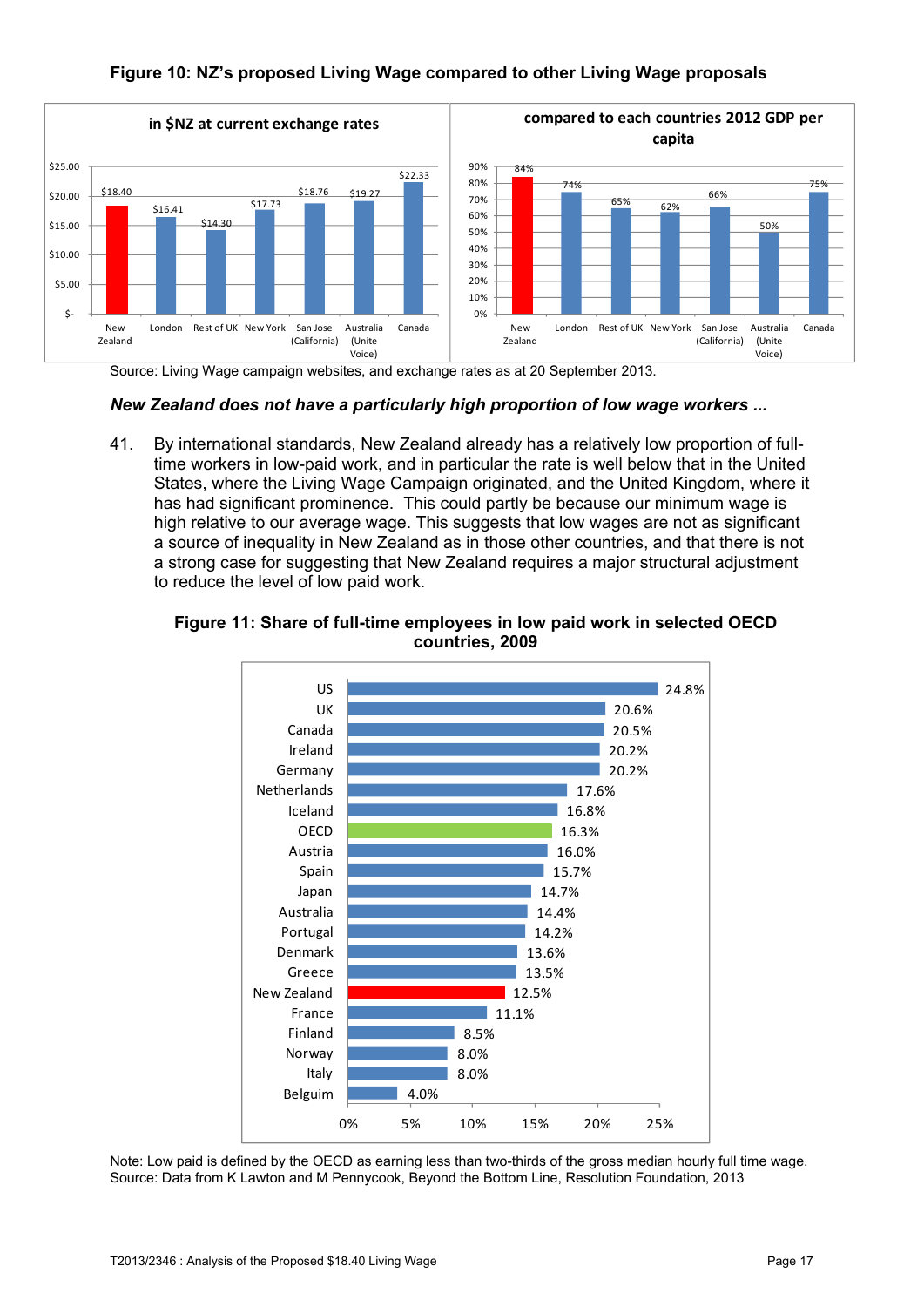**Figure 10: NZ's proposed Living Wage compared to other Living Wage proposals**

in $NZ at current exchange rates

| | New Zealand | London | Rest of UK | New York | San Jose (California) | Australia (Unite Voice) | Canada |
|---|---|---|---|---|---|---|---|
| $NZ | $18.40 | $16.41 | $14.30 | $17.73 | $18.76 | $19.27 | $22.33 |

compared to each countries 2012 GDP per capita

| | New Zealand | London | Rest of UK | New York | San Jose (California) | Australia (Unite Voice) | Canada |
|---|---|---|---|---|---|---|---|
| % | 84% | 74% | 65% | 62% | 66% | 50% | 75% |

Source: Living Wage campaign websites, and exchange rates as at 20 September 2013.

***New Zealand does not have a particularly high proportion of low wage workers ...***

41. By international standards, New Zealand already has a relatively low proportion of full-time workers in low-paid work, and in particular the rate is well below that in the United States, where the Living Wage Campaign originated, and the United Kingdom, where it has had significant prominence. This could partly be because our minimum wage is high relative to our average wage. This suggests that low wages are not as significant a source of inequality in New Zealand as in those other countries, and that there is not a strong case for suggesting that New Zealand requires a major structural adjustment to reduce the level of low paid work.

**Figure 11: Share of full-time employees in low paid work in selected OECD countries, 2009**

| Country | Share |
|---|---|
| US | 24.8% |
| UK | 20.6% |
| Canada | 20.5% |
| Ireland | 20.2% |
| Germany | 20.2% |
| Netherlands | 17.6% |
| Iceland | 16.8% |
| OECD | 16.3% |
| Austria | 16.0% |
| Spain | 15.7% |
| Japan | 14.7% |
| Australia | 14.4% |
| Portugal | 14.2% |
| Denmark | 13.6% |
| Greece | 13.5% |
| New Zealand | 12.5% |
| France | 11.1% |
| Finland | 8.5% |
| Norway | 8.0% |
| Italy | 8.0% |
| Belguim | 4.0% |

Note: Low paid is defined by the OECD as earning less than two-thirds of the gross median hourly full time wage.
Source: Data from K Lawton and M Pennycook, Beyond the Bottom Line, Resolution Foundation, 2013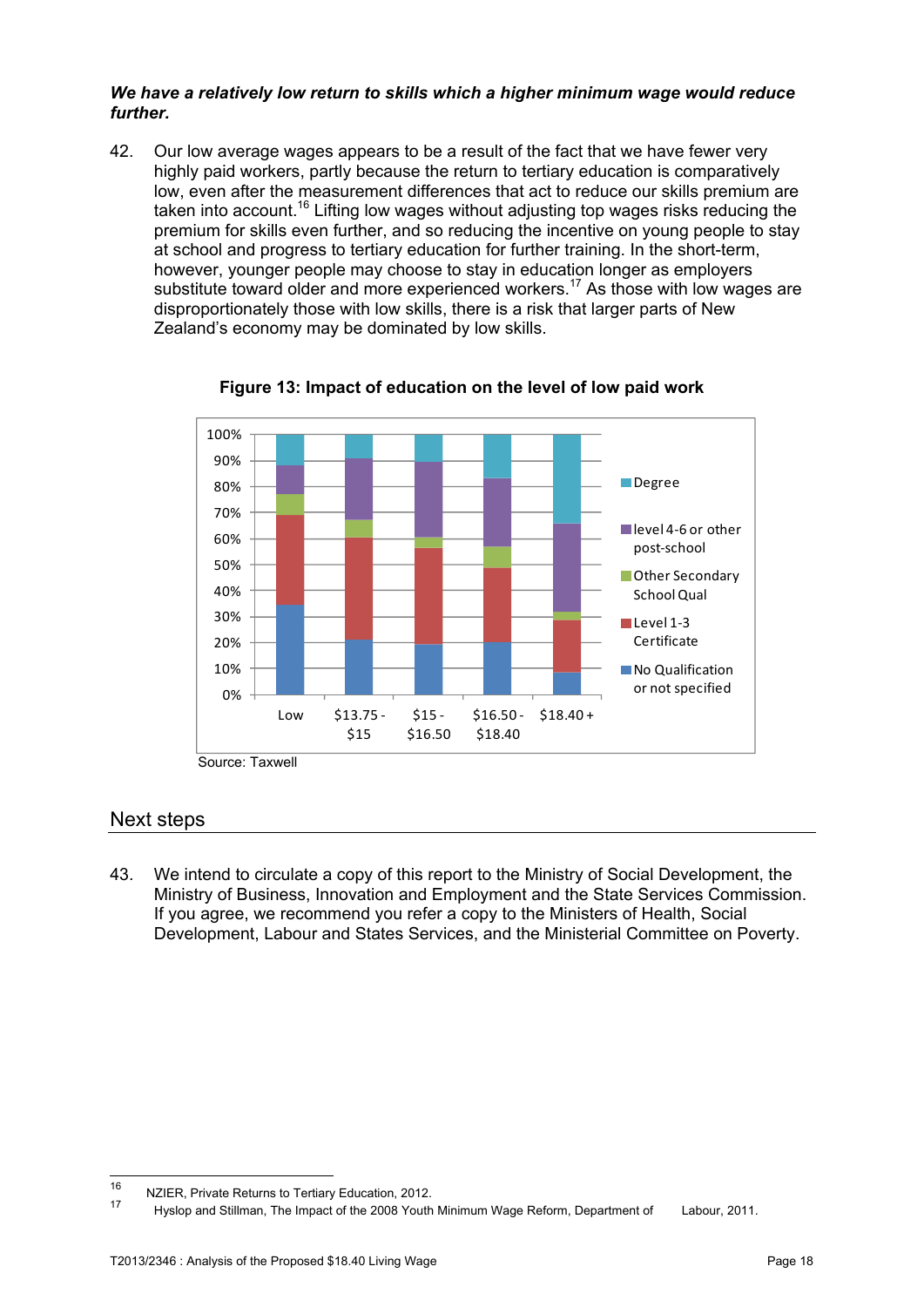***We have a relatively low return to skills which a higher minimum wage would reduce further.***

42. Our low average wages appears to be a result of the fact that we have fewer very highly paid workers, partly because the return to tertiary education is comparatively low, even after the measurement differences that act to reduce our skills premium are taken into account.[16] Lifting low wages without adjusting top wages risks reducing the premium for skills even further, and so reducing the incentive on young people to stay at school and progress to tertiary education for further training. In the short-term, however, younger people may choose to stay in education longer as employers substitute toward older and more experienced workers.[17] As those with low wages are disproportionately those with low skills, there is a risk that larger parts of New Zealand's economy may be dominated by low skills.

**Figure 13: Impact of education on the level of low paid work**

Source: Taxwell

## Next steps

43. We intend to circulate a copy of this report to the Ministry of Social Development, the Ministry of Business, Innovation and Employment and the State Services Commission. If you agree, we recommend you refer a copy to the Ministers of Health, Social Development, Labour and States Services, and the Ministerial Committee on Poverty.

---

[16] NZIER, Private Returns to Tertiary Education, 2012.

[17] Hyslop and Stillman, The Impact of the 2008 Youth Minimum Wage Reform, Department of Labour, 2011.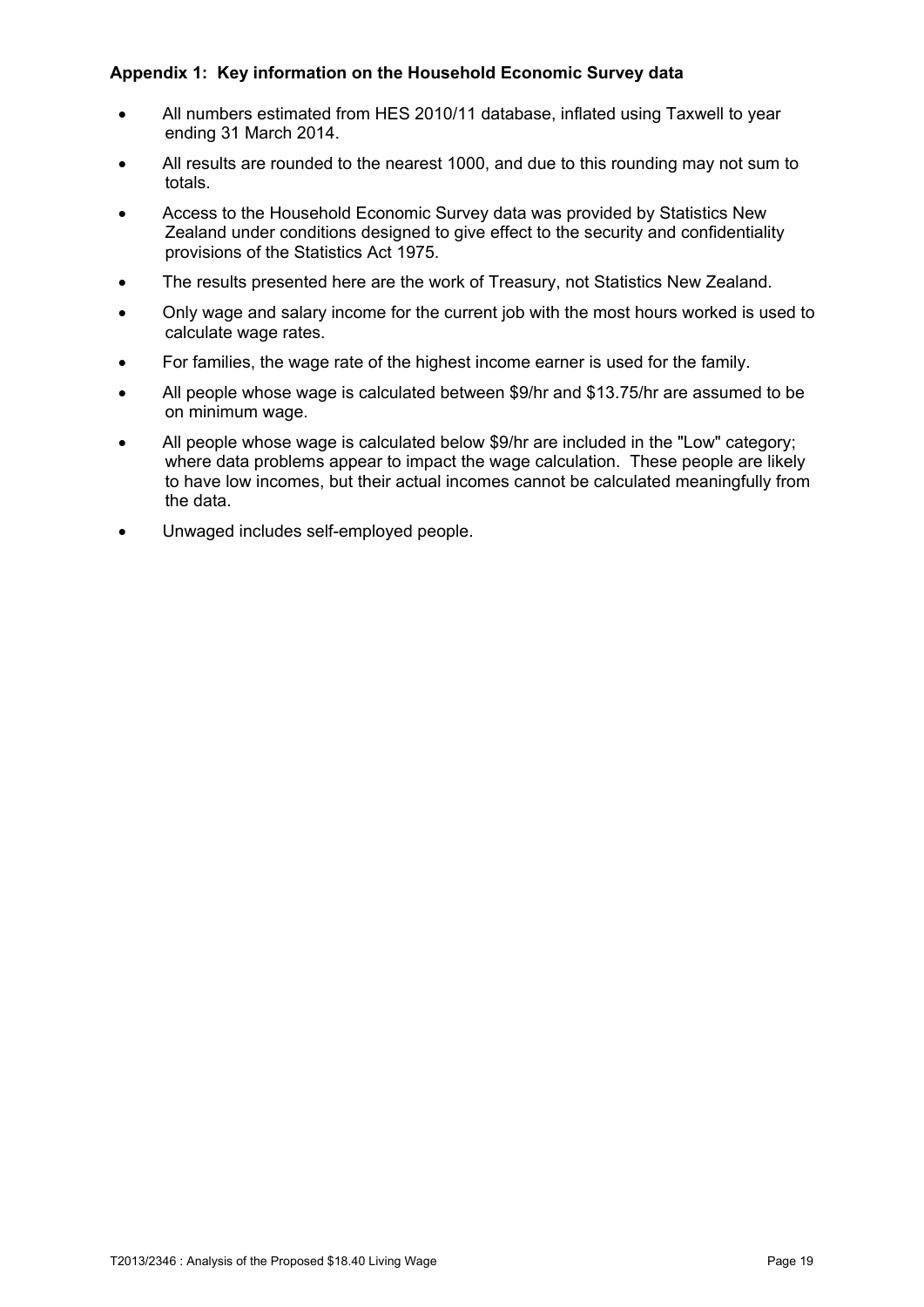**Appendix 1: Key information on the Household Economic Survey data**

- All numbers estimated from HES 2010/11 database, inflated using Taxwell to year ending 31 March 2014.
- All results are rounded to the nearest 1000, and due to this rounding may not sum to totals.
- Access to the Household Economic Survey data was provided by Statistics New Zealand under conditions designed to give effect to the security and confidentiality provisions of the Statistics Act 1975.
- The results presented here are the work of Treasury, not Statistics New Zealand.
- Only wage and salary income for the current job with the most hours worked is used to calculate wage rates.
- For families, the wage rate of the highest income earner is used for the family.
- All people whose wage is calculated between $9/hr and $13.75/hr are assumed to be on minimum wage.
- All people whose wage is calculated below $9/hr are included in the "Low" category; where data problems appear to impact the wage calculation. These people are likely to have low incomes, but their actual incomes cannot be calculated meaningfully from the data.
- Unwaged includes self-employed people.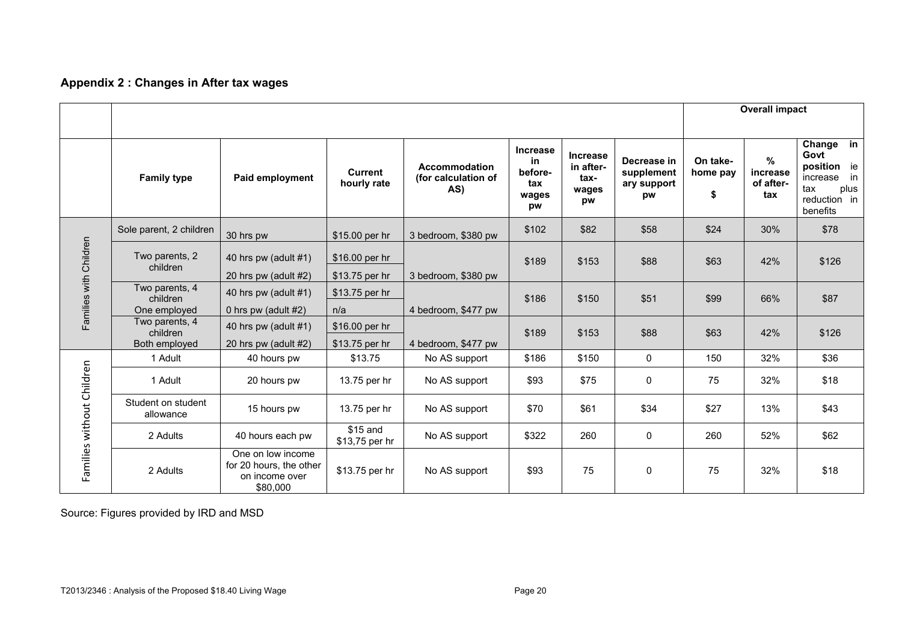## Appendix 2 : Changes in After tax wages

| | | | | | | | | Overall impact | | |
|---|---|---|---|---|---|---|---|---|---|---|
| | **Family type** | **Paid employment** | **Current hourly rate** | **Accommodation (for calculation of AS)** | **Increase in before-tax wages pw** | **Increase in after-tax-wages pw** | **Decrease in supplementary support pw** | **On take-home pay $** | **% increase of after-tax** | **Change in Govt position ie increase in tax plus reduction in benefits** |
| Families with Children | Sole parent, 2 children | 30 hrs pw | $15.00 per hr | 3 bedroom, $380 pw | $102 | $82 | $58 | $24 | 30% | $78 |
| | Two parents, 2 children | 40 hrs pw (adult #1)<br>20 hrs pw (adult #2) | $16.00 per hr<br>$13.75 per hr | 3 bedroom, $380 pw | $189 | $153 | $88 | $63 | 42% | $126 |
| | Two parents, 4 children<br>One employed | 40 hrs pw (adult #1)<br>0 hrs pw (adult #2) | $13.75 per hr<br>n/a | 4 bedroom, $477 pw | $186 | $150 | $51 | $99 | 66% | $87 |
| | Two parents, 4 children<br>Both employed | 40 hrs pw (adult #1)<br>20 hrs pw (adult #2) | $16.00 per hr<br>$13.75 per hr | 4 bedroom, $477 pw | $189 | $153 | $88 | $63 | 42% | $126 |
| Families without Children | 1 Adult | 40 hours pw | $13.75 | No AS support | $186 | $150 | 0 | 150 | 32% | $36 |
| | 1 Adult | 20 hours pw | 13.75 per hr | No AS support | $93 | $75 | 0 | 75 | 32% | $18 |
| | Student on student allowance | 15 hours pw | 13.75 per hr | No AS support | $70 | $61 | $34 | $27 | 13% | $43 |
| | 2 Adults | 40 hours each pw | $15 and $13,75 per hr | No AS support | $322 | 260 | 0 | 260 | 52% | $62 |
| | 2 Adults | One on low income for 20 hours, the other on income over $80,000 | $13.75 per hr | No AS support | $93 | 75 | 0 | 75 | 32% | $18 |

Source: Figures provided by IRD and MSD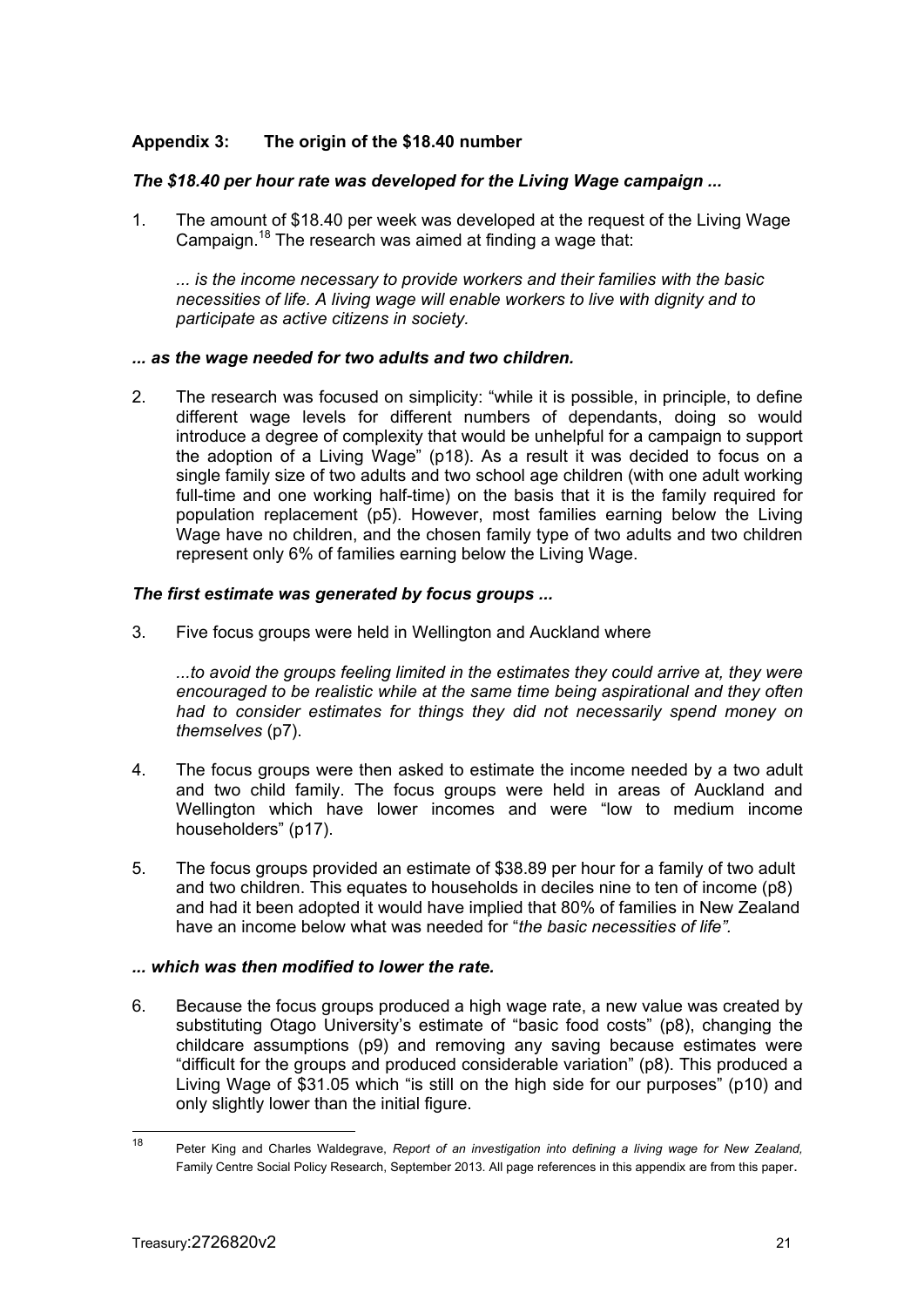## Appendix 3: The origin of the $18.40 number

***The $18.40 per hour rate was developed for the Living Wage campaign ...***

1. The amount of $18.40 per week was developed at the request of the Living Wage Campaign.[18] The research was aimed at finding a wage that:

   *... is the income necessary to provide workers and their families with the basic necessities of life. A living wage will enable workers to live with dignity and to participate as active citizens in society.*

***... as the wage needed for two adults and two children.***

2. The research was focused on simplicity: "while it is possible, in principle, to define different wage levels for different numbers of dependants, doing so would introduce a degree of complexity that would be unhelpful for a campaign to support the adoption of a Living Wage" (p18). As a result it was decided to focus on a single family size of two adults and two school age children (with one adult working full-time and one working half-time) on the basis that it is the family required for population replacement (p5). However, most families earning below the Living Wage have no children, and the chosen family type of two adults and two children represent only 6% of families earning below the Living Wage.

***The first estimate was generated by focus groups ...***

3. Five focus groups were held in Wellington and Auckland where

   *...to avoid the groups feeling limited in the estimates they could arrive at, they were encouraged to be realistic while at the same time being aspirational and they often had to consider estimates for things they did not necessarily spend money on themselves* (p7).

4. The focus groups were then asked to estimate the income needed by a two adult and two child family. The focus groups were held in areas of Auckland and Wellington which have lower incomes and were "low to medium income householders" (p17).

5. The focus groups provided an estimate of $38.89 per hour for a family of two adult and two children. This equates to households in deciles nine to ten of income (p8) and had it been adopted it would have implied that 80% of families in New Zealand have an income below what was needed for "*the basic necessities of life"*.

***... which was then modified to lower the rate.***

6. Because the focus groups produced a high wage rate, a new value was created by substituting Otago University's estimate of "basic food costs" (p8), changing the childcare assumptions (p9) and removing any saving because estimates were "difficult for the groups and produced considerable variation" (p8). This produced a Living Wage of $31.05 which "is still on the high side for our purposes" (p10) and only slightly lower than the initial figure.

---

[18] Peter King and Charles Waldegrave, *Report of an investigation into defining a living wage for New Zealand,* Family Centre Social Policy Research, September 2013. All page references in this appendix are from this paper.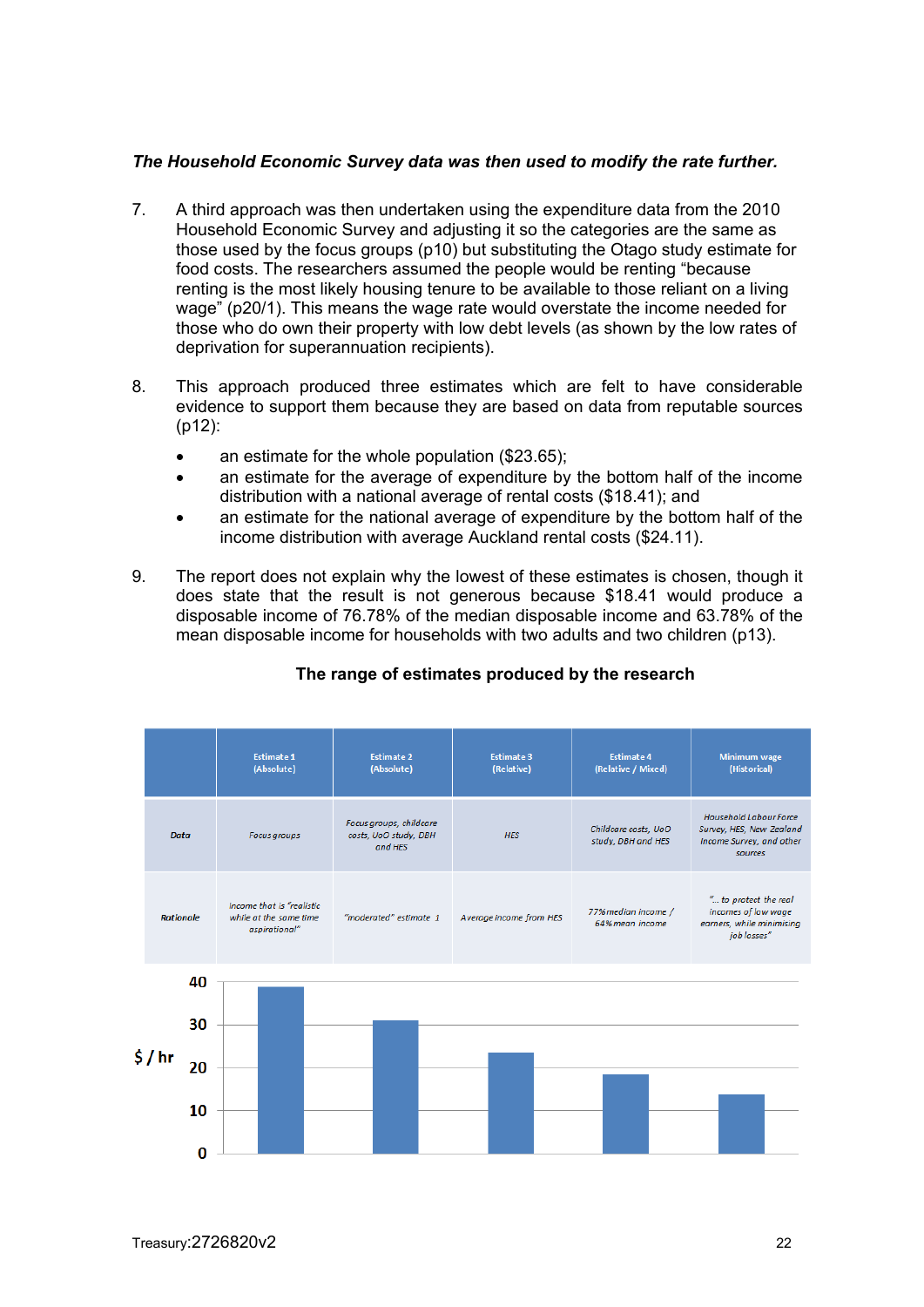***The Household Economic Survey data was then used to modify the rate further.***

7. A third approach was then undertaken using the expenditure data from the 2010 Household Economic Survey and adjusting it so the categories are the same as those used by the focus groups (p10) but substituting the Otago study estimate for food costs. The researchers assumed the people would be renting "because renting is the most likely housing tenure to be available to those reliant on a living wage" (p20/1). This means the wage rate would overstate the income needed for those who do own their property with low debt levels (as shown by the low rates of deprivation for superannuation recipients).

8. This approach produced three estimates which are felt to have considerable evidence to support them because they are based on data from reputable sources (p12):

   - an estimate for the whole population ($23.65);
   - an estimate for the average of expenditure by the bottom half of the income distribution with a national average of rental costs ($18.41); and
   - an estimate for the national average of expenditure by the bottom half of the income distribution with average Auckland rental costs ($24.11).

9. The report does not explain why the lowest of these estimates is chosen, though it does state that the result is not generous because $18.41 would produce a disposable income of 76.78% of the median disposable income and 63.78% of the mean disposable income for households with two adults and two children (p13).

**The range of estimates produced by the research**

| | Estimate 1 (Absolute) | Estimate 2 (Absolute) | Estimate 3 (Relative) | Estimate 4 (Relative / Mixed) | Minimum wage (Historical) |
|---|---|---|---|---|---|
| *Data* | *Focus groups* | *Focus groups, childcare costs, UoO study, DBH and HES* | *HES* | *Childcare costs, UoO study, DBH and HES* | *Household Labour Force Survey, HES, New Zealand Income Survey, and other sources* |
| *Rationale* | *Income that is "realistic while at the same time aspirational"* | *"moderated" estimate 1* | *Average income from HES* | *77% median income / 64% mean income* | *"... to protect the real incomes of low wage earners, while minimising job losses"* |

| $ / hr | Estimate 1 | Estimate 2 | Estimate 3 | Estimate 4 | Minimum wage |
|---|---|---|---|---|---|
| (approx. from chart) | ~39 | ~31 | ~23.5 | ~18.5 | ~13.5 |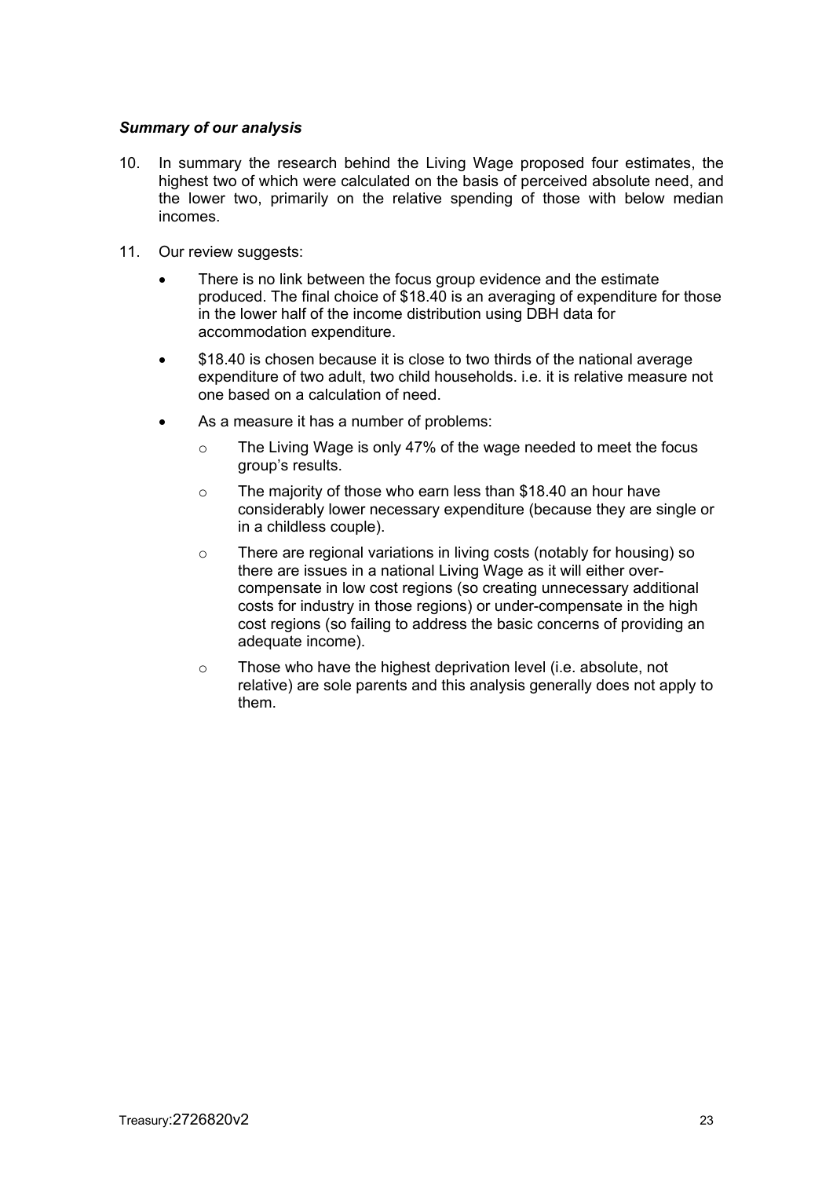***Summary of our analysis***

10. In summary the research behind the Living Wage proposed four estimates, the highest two of which were calculated on the basis of perceived absolute need, and the lower two, primarily on the relative spending of those with below median incomes.

11. Our review suggests:

    - There is no link between the focus group evidence and the estimate produced. The final choice of $18.40 is an averaging of expenditure for those in the lower half of the income distribution using DBH data for accommodation expenditure.

    - $18.40 is chosen because it is close to two thirds of the national average expenditure of two adult, two child households. i.e. it is relative measure not one based on a calculation of need.

    - As a measure it has a number of problems:

        - The Living Wage is only 47% of the wage needed to meet the focus group's results.

        - The majority of those who earn less than $18.40 an hour have considerably lower necessary expenditure (because they are single or in a childless couple).

        - There are regional variations in living costs (notably for housing) so there are issues in a national Living Wage as it will either over-compensate in low cost regions (so creating unnecessary additional costs for industry in those regions) or under-compensate in the high cost regions (so failing to address the basic concerns of providing an adequate income).

        - Those who have the highest deprivation level (i.e. absolute, not relative) are sole parents and this analysis generally does not apply to them.